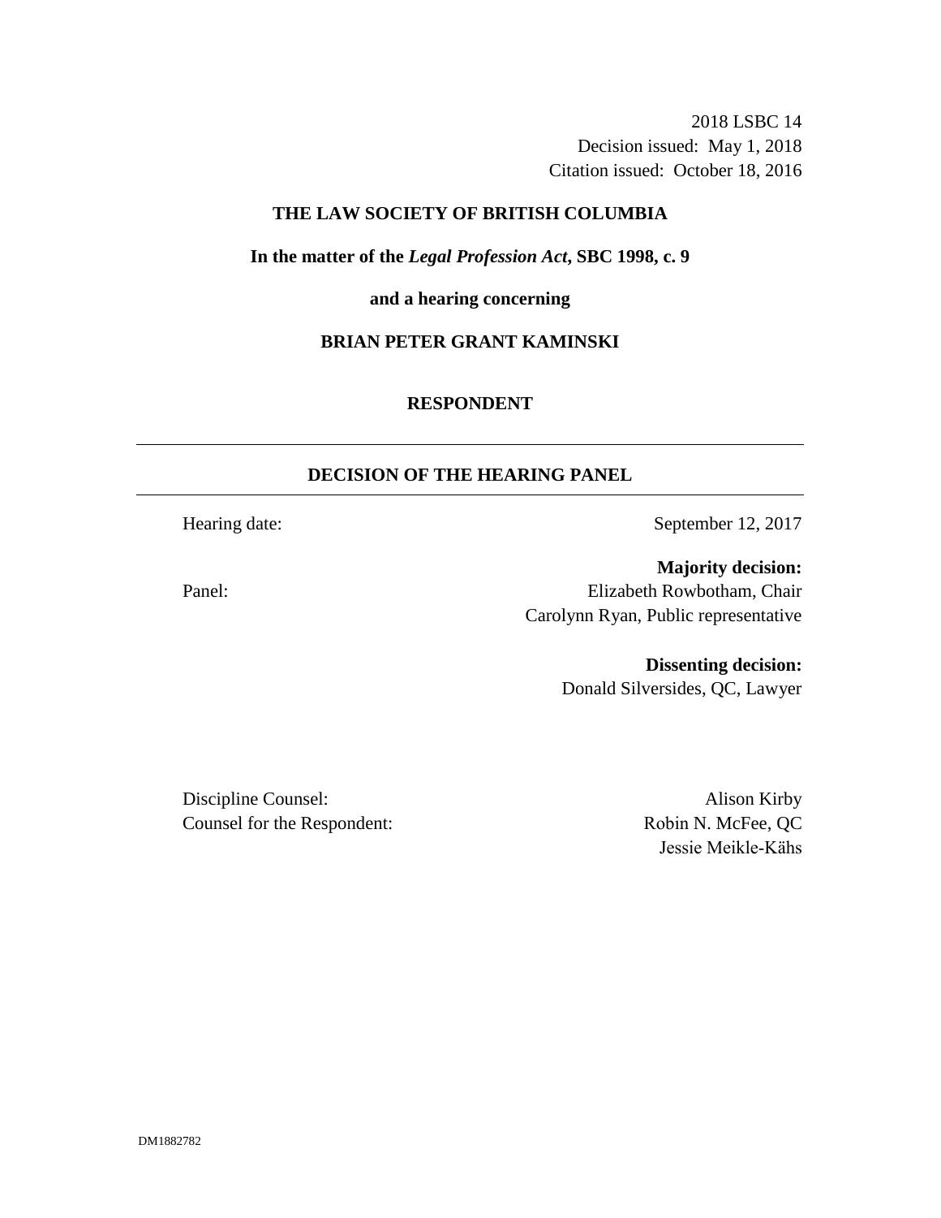2018 LSBC 14
Decision issued: May 1, 2018
Citation issued: October 18, 2016

**THE LAW SOCIETY OF BRITISH COLUMBIA**

**In the matter of the *Legal Profession Act*, SBC 1998, c. 9**

**and a hearing concerning**

**BRIAN PETER GRANT KAMINSKI**

**RESPONDENT**

---

## DECISION OF THE HEARING PANEL

---

Hearing date: September 12, 2017

Panel:

**Majority decision:**
Elizabeth Rowbotham, Chair
Carolynn Ryan, Public representative

**Dissenting decision:**
Donald Silversides, QC, Lawyer

Discipline Counsel: Alison Kirby
Counsel for the Respondent: Robin N. McFee, QC
Jessie Meikle-Kähs

DM1882782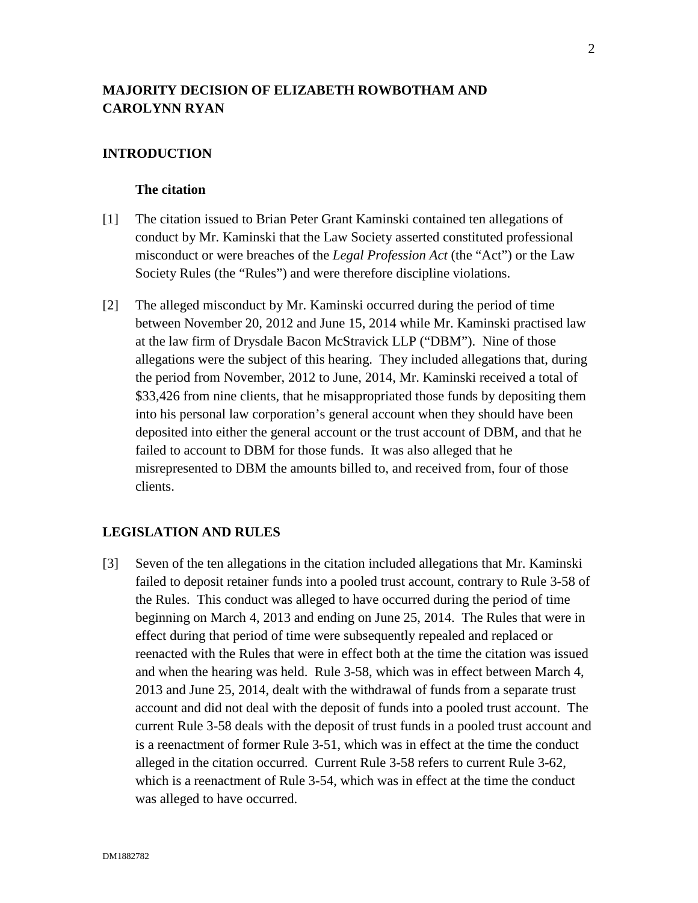## MAJORITY DECISION OF ELIZABETH ROWBOTHAM AND CAROLYNN RYAN

## INTRODUCTION

### The citation

[1] The citation issued to Brian Peter Grant Kaminski contained ten allegations of conduct by Mr. Kaminski that the Law Society asserted constituted professional misconduct or were breaches of the *Legal Profession Act* (the "Act") or the Law Society Rules (the "Rules") and were therefore discipline violations.

[2] The alleged misconduct by Mr. Kaminski occurred during the period of time between November 20, 2012 and June 15, 2014 while Mr. Kaminski practised law at the law firm of Drysdale Bacon McStravick LLP ("DBM"). Nine of those allegations were the subject of this hearing. They included allegations that, during the period from November, 2012 to June, 2014, Mr. Kaminski received a total of $33,426 from nine clients, that he misappropriated those funds by depositing them into his personal law corporation's general account when they should have been deposited into either the general account or the trust account of DBM, and that he failed to account to DBM for those funds. It was also alleged that he misrepresented to DBM the amounts billed to, and received from, four of those clients.

## LEGISLATION AND RULES

[3] Seven of the ten allegations in the citation included allegations that Mr. Kaminski failed to deposit retainer funds into a pooled trust account, contrary to Rule 3-58 of the Rules. This conduct was alleged to have occurred during the period of time beginning on March 4, 2013 and ending on June 25, 2014. The Rules that were in effect during that period of time were subsequently repealed and replaced or reenacted with the Rules that were in effect both at the time the citation was issued and when the hearing was held. Rule 3-58, which was in effect between March 4, 2013 and June 25, 2014, dealt with the withdrawal of funds from a separate trust account and did not deal with the deposit of funds into a pooled trust account. The current Rule 3-58 deals with the deposit of trust funds in a pooled trust account and is a reenactment of former Rule 3-51, which was in effect at the time the conduct alleged in the citation occurred. Current Rule 3-58 refers to current Rule 3-62, which is a reenactment of Rule 3-54, which was in effect at the time the conduct was alleged to have occurred.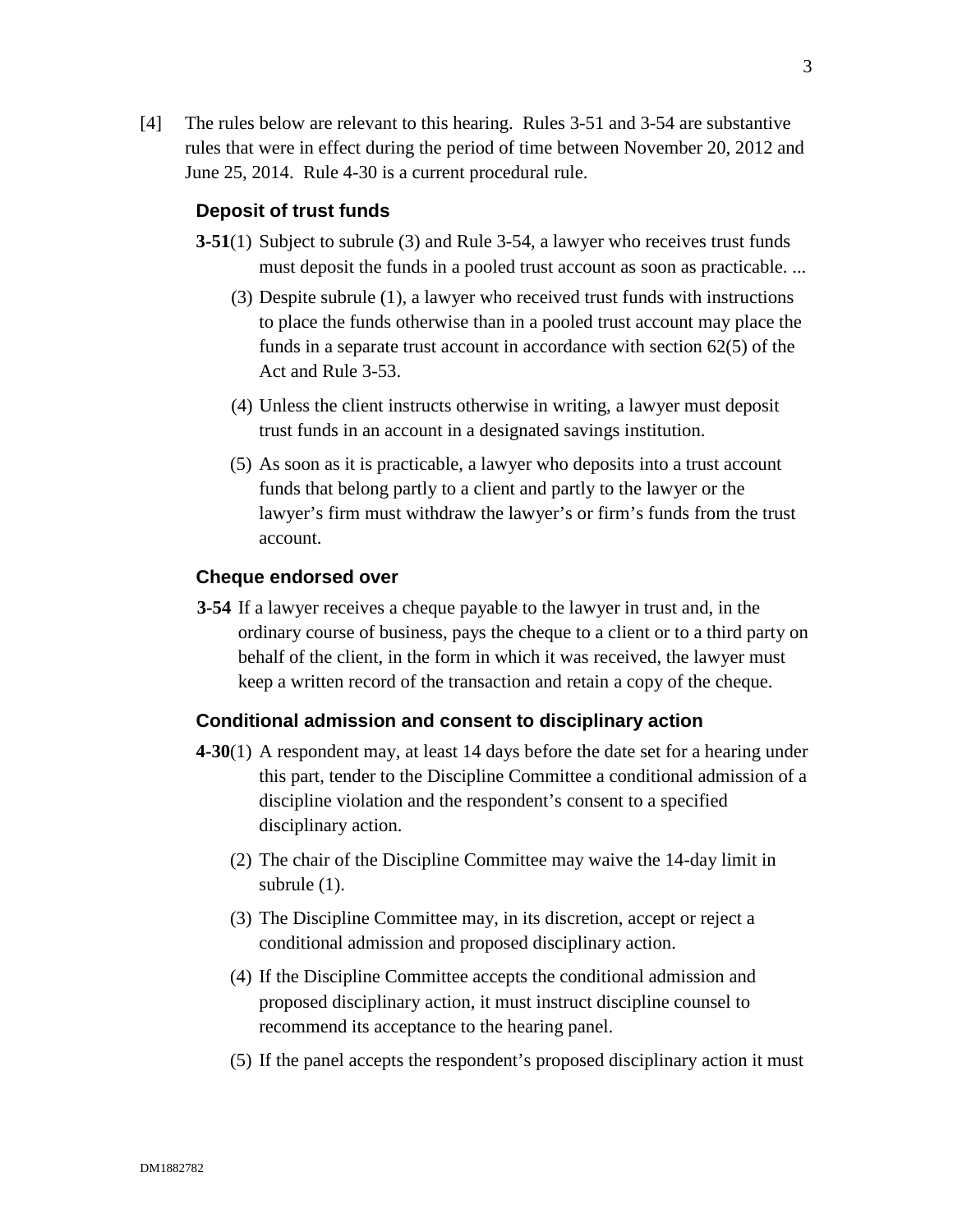[4] The rules below are relevant to this hearing. Rules 3-51 and 3-54 are substantive rules that were in effect during the period of time between November 20, 2012 and June 25, 2014. Rule 4-30 is a current procedural rule.

**Deposit of trust funds**

**3-51**(1) Subject to subrule (3) and Rule 3-54, a lawyer who receives trust funds must deposit the funds in a pooled trust account as soon as practicable. ...

(3) Despite subrule (1), a lawyer who received trust funds with instructions to place the funds otherwise than in a pooled trust account may place the funds in a separate trust account in accordance with section 62(5) of the Act and Rule 3-53.

(4) Unless the client instructs otherwise in writing, a lawyer must deposit trust funds in an account in a designated savings institution.

(5) As soon as it is practicable, a lawyer who deposits into a trust account funds that belong partly to a client and partly to the lawyer or the lawyer's firm must withdraw the lawyer's or firm's funds from the trust account.

**Cheque endorsed over**

**3-54** If a lawyer receives a cheque payable to the lawyer in trust and, in the ordinary course of business, pays the cheque to a client or to a third party on behalf of the client, in the form in which it was received, the lawyer must keep a written record of the transaction and retain a copy of the cheque.

**Conditional admission and consent to disciplinary action**

**4-30**(1) A respondent may, at least 14 days before the date set for a hearing under this part, tender to the Discipline Committee a conditional admission of a discipline violation and the respondent's consent to a specified disciplinary action.

(2) The chair of the Discipline Committee may waive the 14-day limit in subrule (1).

(3) The Discipline Committee may, in its discretion, accept or reject a conditional admission and proposed disciplinary action.

(4) If the Discipline Committee accepts the conditional admission and proposed disciplinary action, it must instruct discipline counsel to recommend its acceptance to the hearing panel.

(5) If the panel accepts the respondent's proposed disciplinary action it must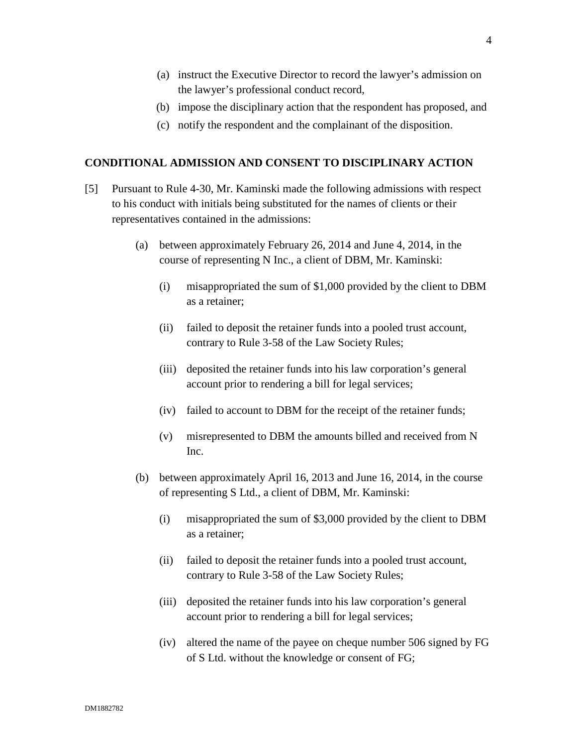(a) instruct the Executive Director to record the lawyer's admission on the lawyer's professional conduct record,

(b) impose the disciplinary action that the respondent has proposed, and

(c) notify the respondent and the complainant of the disposition.

## CONDITIONAL ADMISSION AND CONSENT TO DISCIPLINARY ACTION

[5] Pursuant to Rule 4-30, Mr. Kaminski made the following admissions with respect to his conduct with initials being substituted for the names of clients or their representatives contained in the admissions:

(a) between approximately February 26, 2014 and June 4, 2014, in the course of representing N Inc., a client of DBM, Mr. Kaminski:

(i) misappropriated the sum of $1,000 provided by the client to DBM as a retainer;

(ii) failed to deposit the retainer funds into a pooled trust account, contrary to Rule 3-58 of the Law Society Rules;

(iii) deposited the retainer funds into his law corporation's general account prior to rendering a bill for legal services;

(iv) failed to account to DBM for the receipt of the retainer funds;

(v) misrepresented to DBM the amounts billed and received from N Inc.

(b) between approximately April 16, 2013 and June 16, 2014, in the course of representing S Ltd., a client of DBM, Mr. Kaminski:

(i) misappropriated the sum of $3,000 provided by the client to DBM as a retainer;

(ii) failed to deposit the retainer funds into a pooled trust account, contrary to Rule 3-58 of the Law Society Rules;

(iii) deposited the retainer funds into his law corporation's general account prior to rendering a bill for legal services;

(iv) altered the name of the payee on cheque number 506 signed by FG of S Ltd. without the knowledge or consent of FG;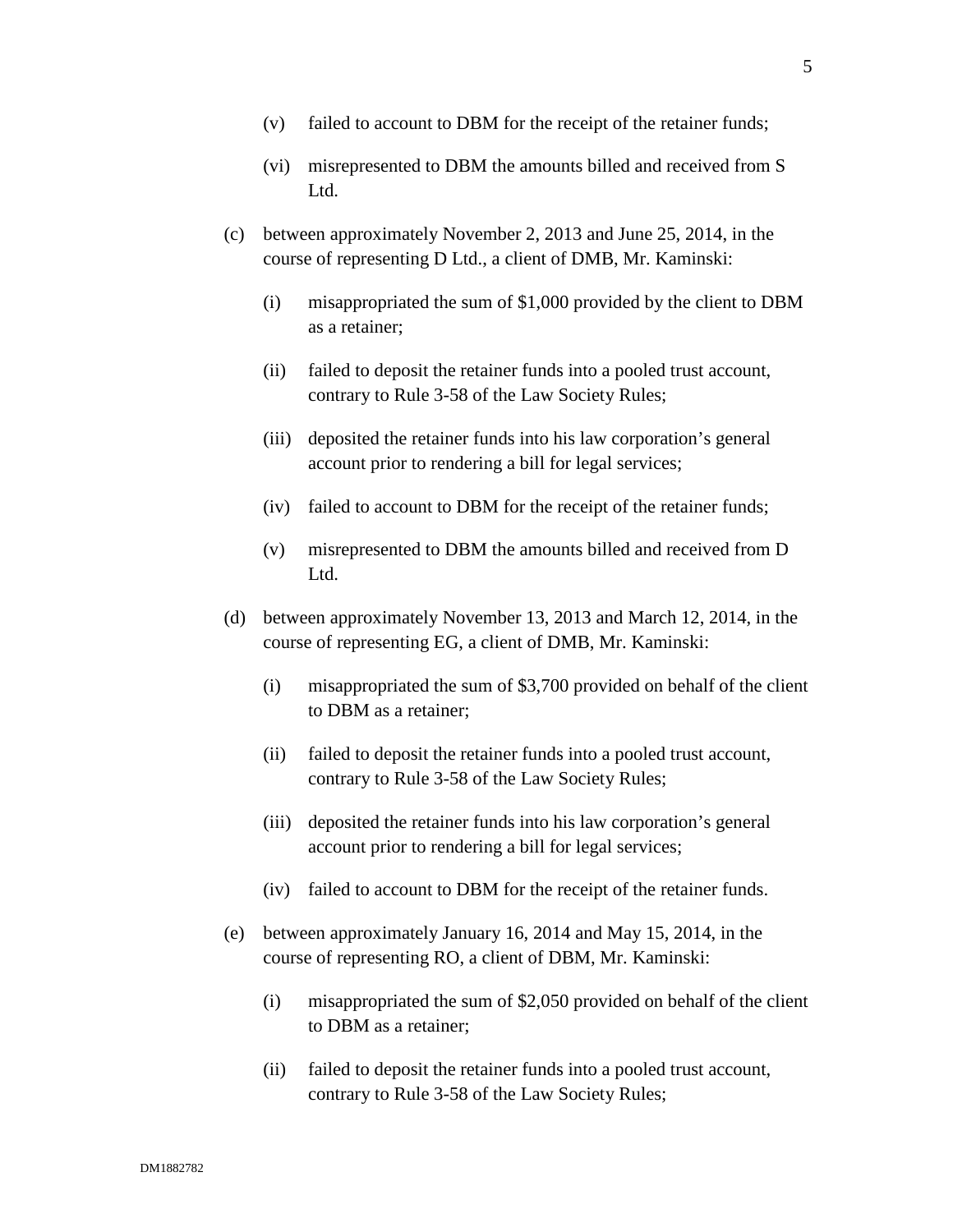(v) failed to account to DBM for the receipt of the retainer funds;

(vi) misrepresented to DBM the amounts billed and received from S Ltd.

(c) between approximately November 2, 2013 and June 25, 2014, in the course of representing D Ltd., a client of DMB, Mr. Kaminski:

(i) misappropriated the sum of $1,000 provided by the client to DBM as a retainer;

(ii) failed to deposit the retainer funds into a pooled trust account, contrary to Rule 3-58 of the Law Society Rules;

(iii) deposited the retainer funds into his law corporation's general account prior to rendering a bill for legal services;

(iv) failed to account to DBM for the receipt of the retainer funds;

(v) misrepresented to DBM the amounts billed and received from D Ltd.

(d) between approximately November 13, 2013 and March 12, 2014, in the course of representing EG, a client of DMB, Mr. Kaminski:

(i) misappropriated the sum of $3,700 provided on behalf of the client to DBM as a retainer;

(ii) failed to deposit the retainer funds into a pooled trust account, contrary to Rule 3-58 of the Law Society Rules;

(iii) deposited the retainer funds into his law corporation's general account prior to rendering a bill for legal services;

(iv) failed to account to DBM for the receipt of the retainer funds.

(e) between approximately January 16, 2014 and May 15, 2014, in the course of representing RO, a client of DBM, Mr. Kaminski:

(i) misappropriated the sum of $2,050 provided on behalf of the client to DBM as a retainer;

(ii) failed to deposit the retainer funds into a pooled trust account, contrary to Rule 3-58 of the Law Society Rules;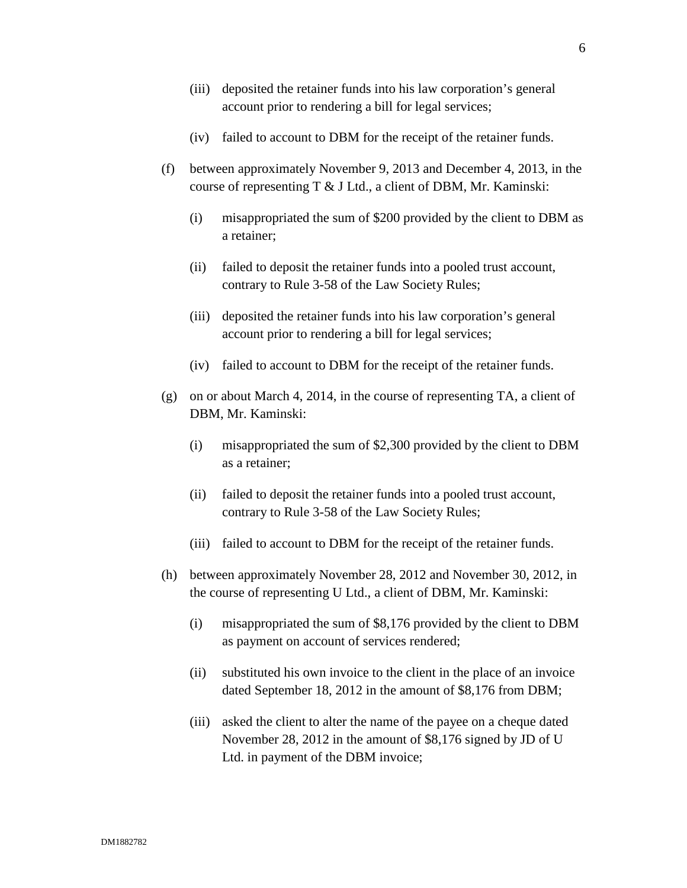(iii) deposited the retainer funds into his law corporation's general account prior to rendering a bill for legal services;

(iv) failed to account to DBM for the receipt of the retainer funds.

(f) between approximately November 9, 2013 and December 4, 2013, in the course of representing T & J Ltd., a client of DBM, Mr. Kaminski:

(i) misappropriated the sum of $200 provided by the client to DBM as a retainer;

(ii) failed to deposit the retainer funds into a pooled trust account, contrary to Rule 3-58 of the Law Society Rules;

(iii) deposited the retainer funds into his law corporation's general account prior to rendering a bill for legal services;

(iv) failed to account to DBM for the receipt of the retainer funds.

(g) on or about March 4, 2014, in the course of representing TA, a client of DBM, Mr. Kaminski:

(i) misappropriated the sum of $2,300 provided by the client to DBM as a retainer;

(ii) failed to deposit the retainer funds into a pooled trust account, contrary to Rule 3-58 of the Law Society Rules;

(iii) failed to account to DBM for the receipt of the retainer funds.

(h) between approximately November 28, 2012 and November 30, 2012, in the course of representing U Ltd., a client of DBM, Mr. Kaminski:

(i) misappropriated the sum of $8,176 provided by the client to DBM as payment on account of services rendered;

(ii) substituted his own invoice to the client in the place of an invoice dated September 18, 2012 in the amount of $8,176 from DBM;

(iii) asked the client to alter the name of the payee on a cheque dated November 28, 2012 in the amount of $8,176 signed by JD of U Ltd. in payment of the DBM invoice;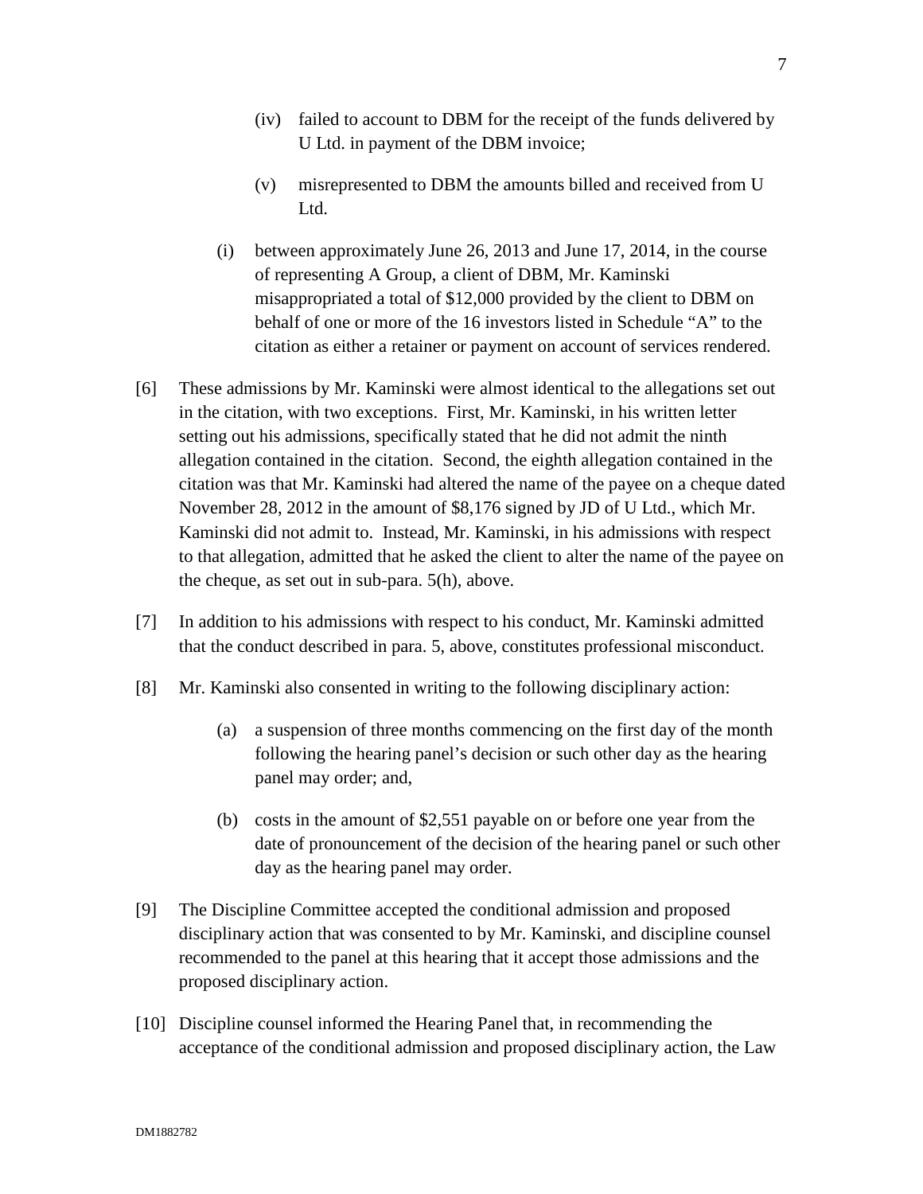(iv) failed to account to DBM for the receipt of the funds delivered by U Ltd. in payment of the DBM invoice;

(v) misrepresented to DBM the amounts billed and received from U Ltd.

(i) between approximately June 26, 2013 and June 17, 2014, in the course of representing A Group, a client of DBM, Mr. Kaminski misappropriated a total of $12,000 provided by the client to DBM on behalf of one or more of the 16 investors listed in Schedule "A" to the citation as either a retainer or payment on account of services rendered.

[6] These admissions by Mr. Kaminski were almost identical to the allegations set out in the citation, with two exceptions. First, Mr. Kaminski, in his written letter setting out his admissions, specifically stated that he did not admit the ninth allegation contained in the citation. Second, the eighth allegation contained in the citation was that Mr. Kaminski had altered the name of the payee on a cheque dated November 28, 2012 in the amount of $8,176 signed by JD of U Ltd., which Mr. Kaminski did not admit to. Instead, Mr. Kaminski, in his admissions with respect to that allegation, admitted that he asked the client to alter the name of the payee on the cheque, as set out in sub-para. 5(h), above.

[7] In addition to his admissions with respect to his conduct, Mr. Kaminski admitted that the conduct described in para. 5, above, constitutes professional misconduct.

[8] Mr. Kaminski also consented in writing to the following disciplinary action:

(a) a suspension of three months commencing on the first day of the month following the hearing panel's decision or such other day as the hearing panel may order; and,

(b) costs in the amount of $2,551 payable on or before one year from the date of pronouncement of the decision of the hearing panel or such other day as the hearing panel may order.

[9] The Discipline Committee accepted the conditional admission and proposed disciplinary action that was consented to by Mr. Kaminski, and discipline counsel recommended to the panel at this hearing that it accept those admissions and the proposed disciplinary action.

[10] Discipline counsel informed the Hearing Panel that, in recommending the acceptance of the conditional admission and proposed disciplinary action, the Law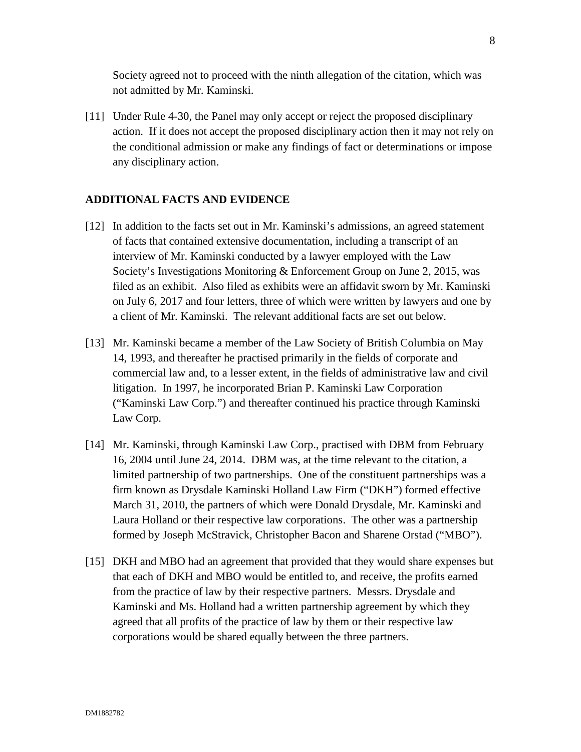Society agreed not to proceed with the ninth allegation of the citation, which was not admitted by Mr. Kaminski.

[11] Under Rule 4-30, the Panel may only accept or reject the proposed disciplinary action. If it does not accept the proposed disciplinary action then it may not rely on the conditional admission or make any findings of fact or determinations or impose any disciplinary action.

## ADDITIONAL FACTS AND EVIDENCE

[12] In addition to the facts set out in Mr. Kaminski's admissions, an agreed statement of facts that contained extensive documentation, including a transcript of an interview of Mr. Kaminski conducted by a lawyer employed with the Law Society's Investigations Monitoring & Enforcement Group on June 2, 2015, was filed as an exhibit. Also filed as exhibits were an affidavit sworn by Mr. Kaminski on July 6, 2017 and four letters, three of which were written by lawyers and one by a client of Mr. Kaminski. The relevant additional facts are set out below.

[13] Mr. Kaminski became a member of the Law Society of British Columbia on May 14, 1993, and thereafter he practised primarily in the fields of corporate and commercial law and, to a lesser extent, in the fields of administrative law and civil litigation. In 1997, he incorporated Brian P. Kaminski Law Corporation ("Kaminski Law Corp.") and thereafter continued his practice through Kaminski Law Corp.

[14] Mr. Kaminski, through Kaminski Law Corp., practised with DBM from February 16, 2004 until June 24, 2014. DBM was, at the time relevant to the citation, a limited partnership of two partnerships. One of the constituent partnerships was a firm known as Drysdale Kaminski Holland Law Firm ("DKH") formed effective March 31, 2010, the partners of which were Donald Drysdale, Mr. Kaminski and Laura Holland or their respective law corporations. The other was a partnership formed by Joseph McStravick, Christopher Bacon and Sharene Orstad ("MBO").

[15] DKH and MBO had an agreement that provided that they would share expenses but that each of DKH and MBO would be entitled to, and receive, the profits earned from the practice of law by their respective partners. Messrs. Drysdale and Kaminski and Ms. Holland had a written partnership agreement by which they agreed that all profits of the practice of law by them or their respective law corporations would be shared equally between the three partners.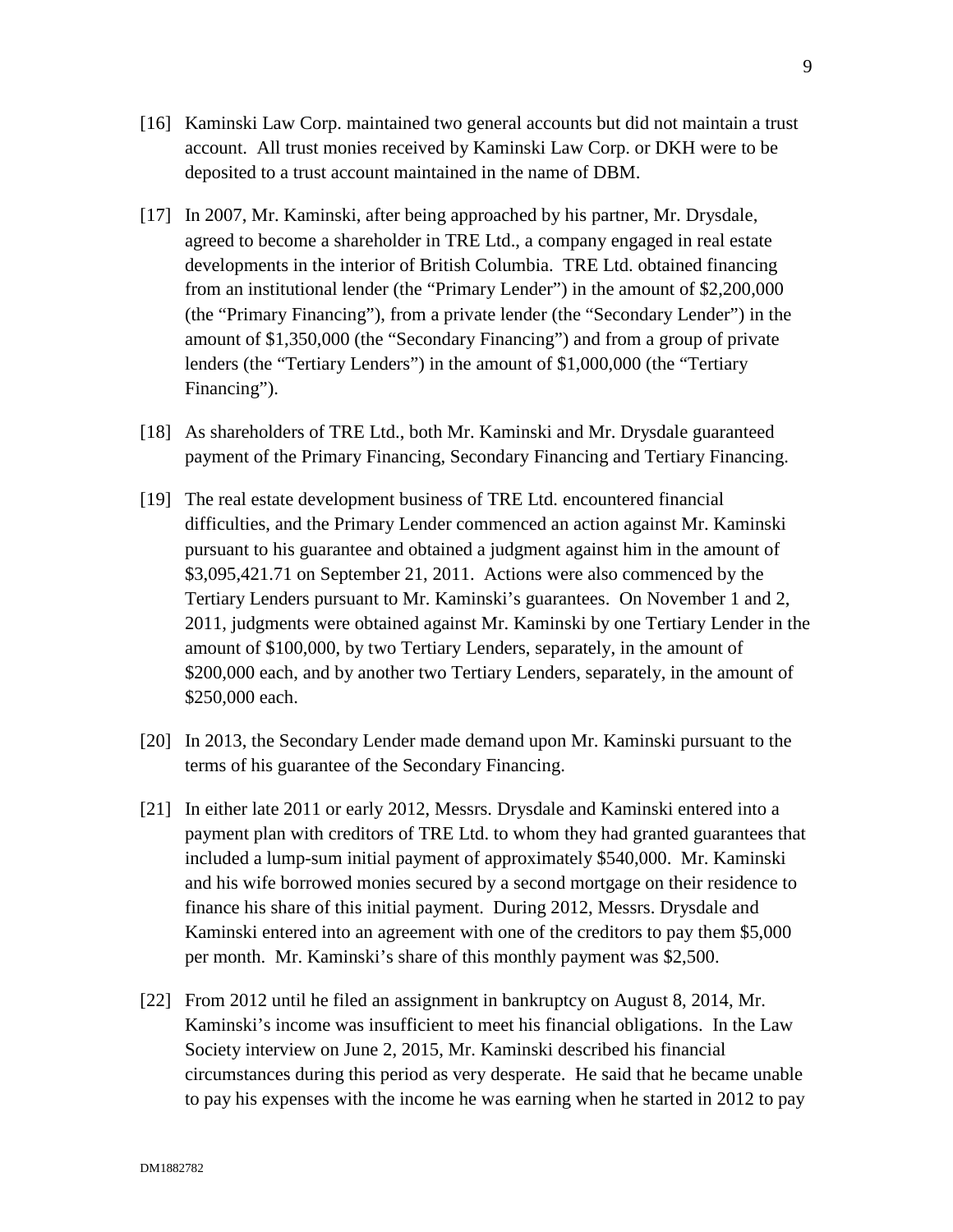[16] Kaminski Law Corp. maintained two general accounts but did not maintain a trust account. All trust monies received by Kaminski Law Corp. or DKH were to be deposited to a trust account maintained in the name of DBM.

[17] In 2007, Mr. Kaminski, after being approached by his partner, Mr. Drysdale, agreed to become a shareholder in TRE Ltd., a company engaged in real estate developments in the interior of British Columbia. TRE Ltd. obtained financing from an institutional lender (the "Primary Lender") in the amount of $2,200,000 (the "Primary Financing"), from a private lender (the "Secondary Lender") in the amount of $1,350,000 (the "Secondary Financing") and from a group of private lenders (the "Tertiary Lenders") in the amount of $1,000,000 (the "Tertiary Financing").

[18] As shareholders of TRE Ltd., both Mr. Kaminski and Mr. Drysdale guaranteed payment of the Primary Financing, Secondary Financing and Tertiary Financing.

[19] The real estate development business of TRE Ltd. encountered financial difficulties, and the Primary Lender commenced an action against Mr. Kaminski pursuant to his guarantee and obtained a judgment against him in the amount of $3,095,421.71 on September 21, 2011. Actions were also commenced by the Tertiary Lenders pursuant to Mr. Kaminski's guarantees. On November 1 and 2, 2011, judgments were obtained against Mr. Kaminski by one Tertiary Lender in the amount of $100,000, by two Tertiary Lenders, separately, in the amount of $200,000 each, and by another two Tertiary Lenders, separately, in the amount of $250,000 each.

[20] In 2013, the Secondary Lender made demand upon Mr. Kaminski pursuant to the terms of his guarantee of the Secondary Financing.

[21] In either late 2011 or early 2012, Messrs. Drysdale and Kaminski entered into a payment plan with creditors of TRE Ltd. to whom they had granted guarantees that included a lump-sum initial payment of approximately $540,000. Mr. Kaminski and his wife borrowed monies secured by a second mortgage on their residence to finance his share of this initial payment. During 2012, Messrs. Drysdale and Kaminski entered into an agreement with one of the creditors to pay them $5,000 per month. Mr. Kaminski's share of this monthly payment was $2,500.

[22] From 2012 until he filed an assignment in bankruptcy on August 8, 2014, Mr. Kaminski's income was insufficient to meet his financial obligations. In the Law Society interview on June 2, 2015, Mr. Kaminski described his financial circumstances during this period as very desperate. He said that he became unable to pay his expenses with the income he was earning when he started in 2012 to pay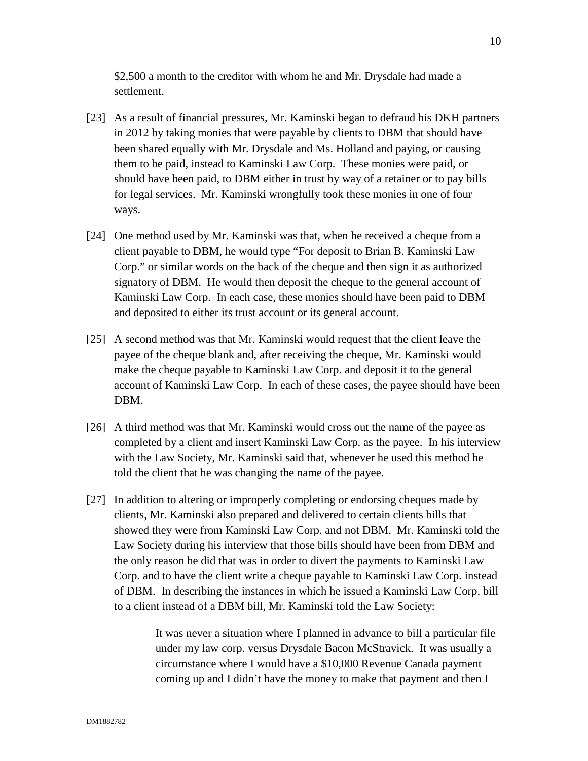$2,500 a month to the creditor with whom he and Mr. Drysdale had made a settlement.

[23] As a result of financial pressures, Mr. Kaminski began to defraud his DKH partners in 2012 by taking monies that were payable by clients to DBM that should have been shared equally with Mr. Drysdale and Ms. Holland and paying, or causing them to be paid, instead to Kaminski Law Corp. These monies were paid, or should have been paid, to DBM either in trust by way of a retainer or to pay bills for legal services. Mr. Kaminski wrongfully took these monies in one of four ways.

[24] One method used by Mr. Kaminski was that, when he received a cheque from a client payable to DBM, he would type "For deposit to Brian B. Kaminski Law Corp." or similar words on the back of the cheque and then sign it as authorized signatory of DBM. He would then deposit the cheque to the general account of Kaminski Law Corp. In each case, these monies should have been paid to DBM and deposited to either its trust account or its general account.

[25] A second method was that Mr. Kaminski would request that the client leave the payee of the cheque blank and, after receiving the cheque, Mr. Kaminski would make the cheque payable to Kaminski Law Corp. and deposit it to the general account of Kaminski Law Corp. In each of these cases, the payee should have been DBM.

[26] A third method was that Mr. Kaminski would cross out the name of the payee as completed by a client and insert Kaminski Law Corp. as the payee. In his interview with the Law Society, Mr. Kaminski said that, whenever he used this method he told the client that he was changing the name of the payee.

[27] In addition to altering or improperly completing or endorsing cheques made by clients, Mr. Kaminski also prepared and delivered to certain clients bills that showed they were from Kaminski Law Corp. and not DBM. Mr. Kaminski told the Law Society during his interview that those bills should have been from DBM and the only reason he did that was in order to divert the payments to Kaminski Law Corp. and to have the client write a cheque payable to Kaminski Law Corp. instead of DBM. In describing the instances in which he issued a Kaminski Law Corp. bill to a client instead of a DBM bill, Mr. Kaminski told the Law Society:

> It was never a situation where I planned in advance to bill a particular file under my law corp. versus Drysdale Bacon McStravick. It was usually a circumstance where I would have a $10,000 Revenue Canada payment coming up and I didn't have the money to make that payment and then I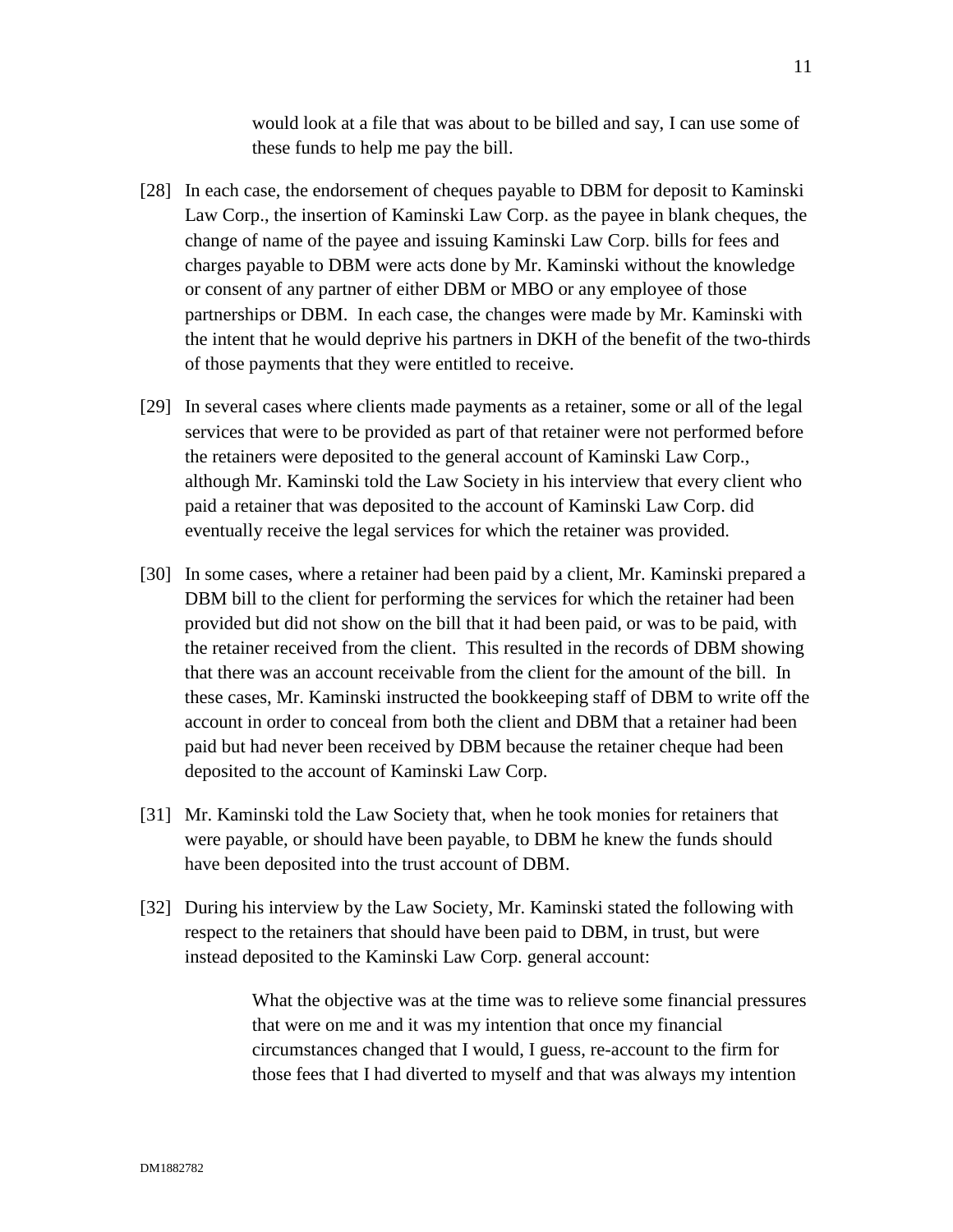> would look at a file that was about to be billed and say, I can use some of these funds to help me pay the bill.

[28] In each case, the endorsement of cheques payable to DBM for deposit to Kaminski Law Corp., the insertion of Kaminski Law Corp. as the payee in blank cheques, the change of name of the payee and issuing Kaminski Law Corp. bills for fees and charges payable to DBM were acts done by Mr. Kaminski without the knowledge or consent of any partner of either DBM or MBO or any employee of those partnerships or DBM. In each case, the changes were made by Mr. Kaminski with the intent that he would deprive his partners in DKH of the benefit of the two-thirds of those payments that they were entitled to receive.

[29] In several cases where clients made payments as a retainer, some or all of the legal services that were to be provided as part of that retainer were not performed before the retainers were deposited to the general account of Kaminski Law Corp., although Mr. Kaminski told the Law Society in his interview that every client who paid a retainer that was deposited to the account of Kaminski Law Corp. did eventually receive the legal services for which the retainer was provided.

[30] In some cases, where a retainer had been paid by a client, Mr. Kaminski prepared a DBM bill to the client for performing the services for which the retainer had been provided but did not show on the bill that it had been paid, or was to be paid, with the retainer received from the client. This resulted in the records of DBM showing that there was an account receivable from the client for the amount of the bill. In these cases, Mr. Kaminski instructed the bookkeeping staff of DBM to write off the account in order to conceal from both the client and DBM that a retainer had been paid but had never been received by DBM because the retainer cheque had been deposited to the account of Kaminski Law Corp.

[31] Mr. Kaminski told the Law Society that, when he took monies for retainers that were payable, or should have been payable, to DBM he knew the funds should have been deposited into the trust account of DBM.

[32] During his interview by the Law Society, Mr. Kaminski stated the following with respect to the retainers that should have been paid to DBM, in trust, but were instead deposited to the Kaminski Law Corp. general account:

> What the objective was at the time was to relieve some financial pressures that were on me and it was my intention that once my financial circumstances changed that I would, I guess, re-account to the firm for those fees that I had diverted to myself and that was always my intention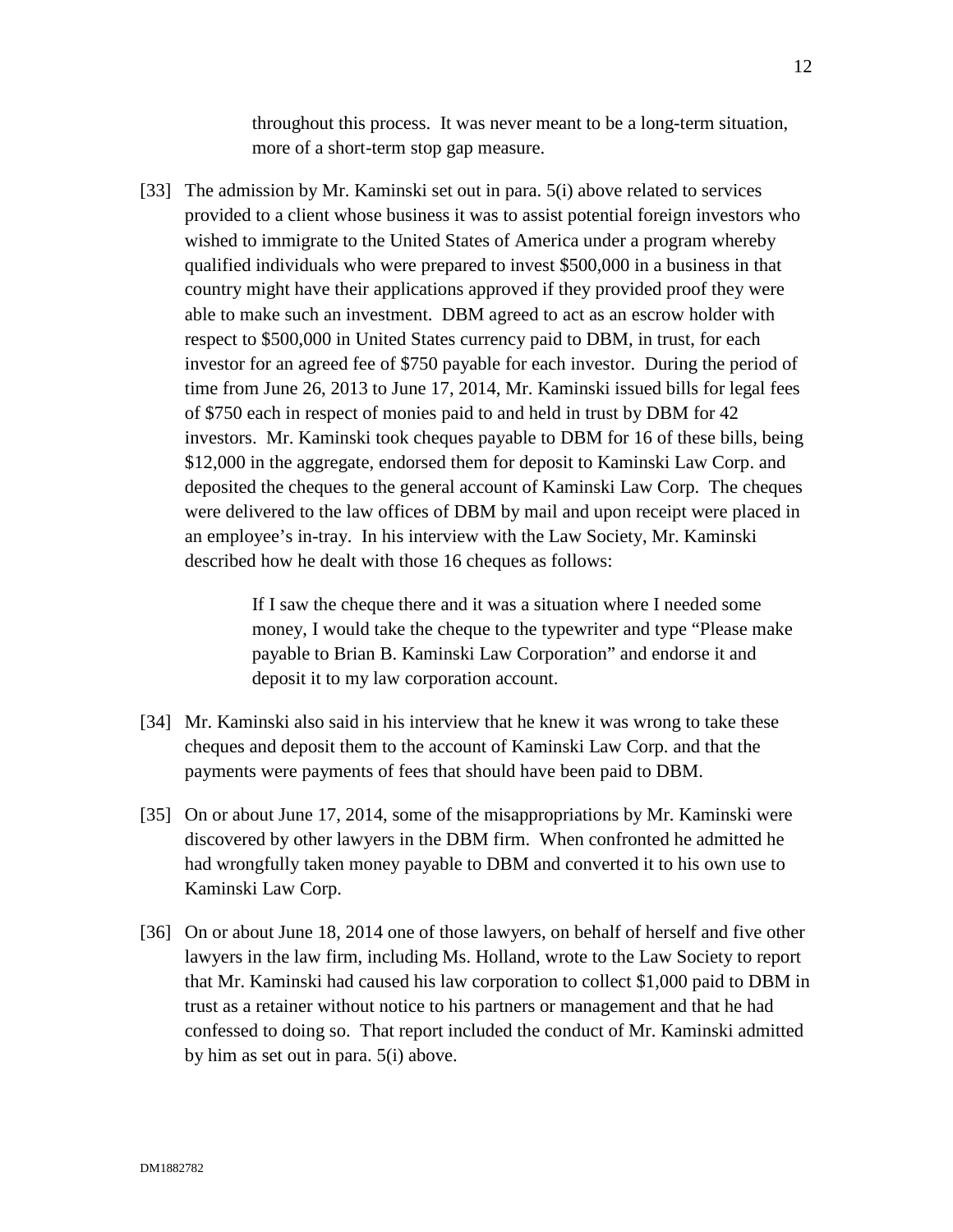> throughout this process. It was never meant to be a long-term situation, more of a short-term stop gap measure.

[33] The admission by Mr. Kaminski set out in para. 5(i) above related to services provided to a client whose business it was to assist potential foreign investors who wished to immigrate to the United States of America under a program whereby qualified individuals who were prepared to invest $500,000 in a business in that country might have their applications approved if they provided proof they were able to make such an investment. DBM agreed to act as an escrow holder with respect to $500,000 in United States currency paid to DBM, in trust, for each investor for an agreed fee of $750 payable for each investor. During the period of time from June 26, 2013 to June 17, 2014, Mr. Kaminski issued bills for legal fees of $750 each in respect of monies paid to and held in trust by DBM for 42 investors. Mr. Kaminski took cheques payable to DBM for 16 of these bills, being $12,000 in the aggregate, endorsed them for deposit to Kaminski Law Corp. and deposited the cheques to the general account of Kaminski Law Corp. The cheques were delivered to the law offices of DBM by mail and upon receipt were placed in an employee's in-tray. In his interview with the Law Society, Mr. Kaminski described how he dealt with those 16 cheques as follows:

> If I saw the cheque there and it was a situation where I needed some money, I would take the cheque to the typewriter and type "Please make payable to Brian B. Kaminski Law Corporation" and endorse it and deposit it to my law corporation account.

[34] Mr. Kaminski also said in his interview that he knew it was wrong to take these cheques and deposit them to the account of Kaminski Law Corp. and that the payments were payments of fees that should have been paid to DBM.

[35] On or about June 17, 2014, some of the misappropriations by Mr. Kaminski were discovered by other lawyers in the DBM firm. When confronted he admitted he had wrongfully taken money payable to DBM and converted it to his own use to Kaminski Law Corp.

[36] On or about June 18, 2014 one of those lawyers, on behalf of herself and five other lawyers in the law firm, including Ms. Holland, wrote to the Law Society to report that Mr. Kaminski had caused his law corporation to collect $1,000 paid to DBM in trust as a retainer without notice to his partners or management and that he had confessed to doing so. That report included the conduct of Mr. Kaminski admitted by him as set out in para. 5(i) above.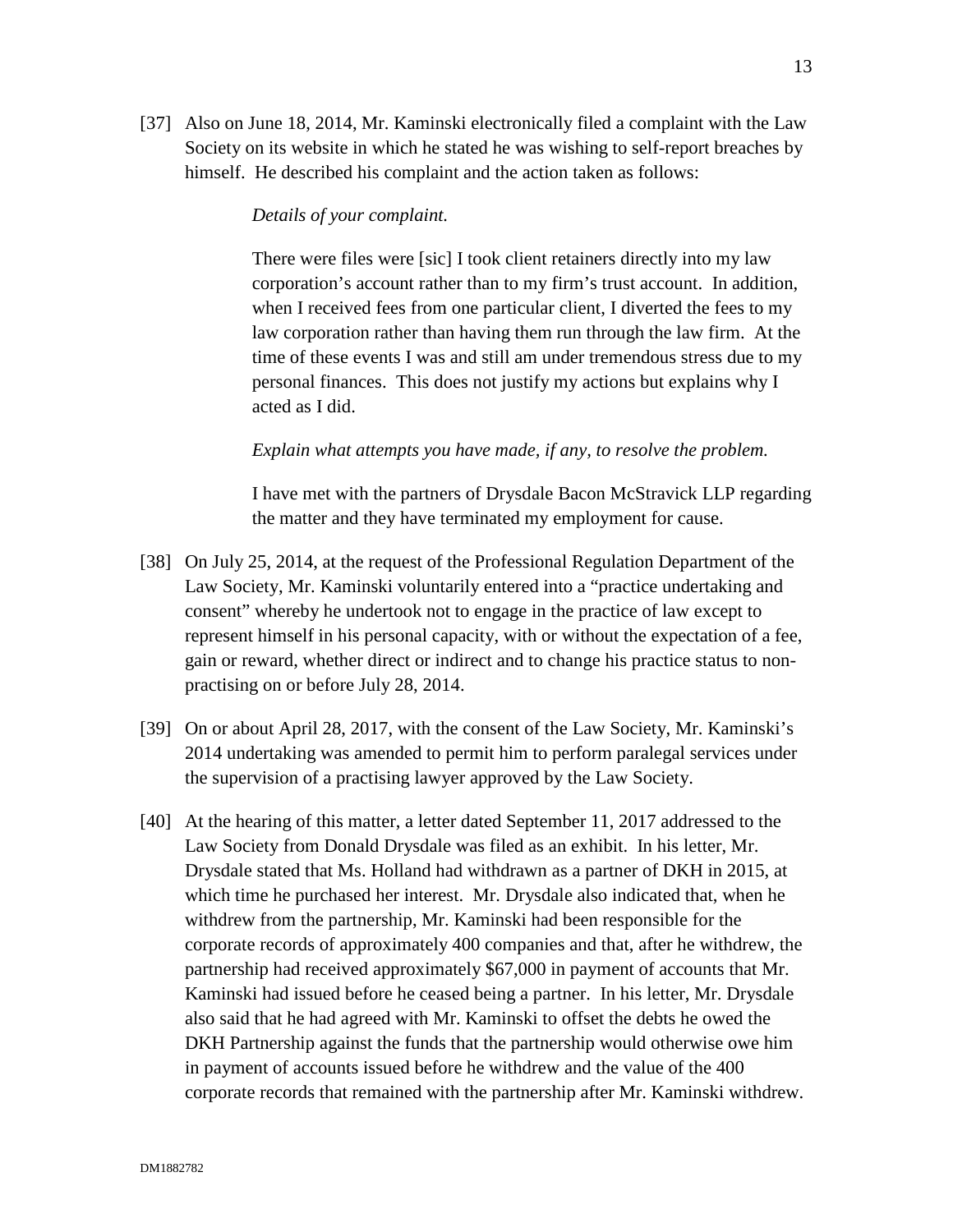[37] Also on June 18, 2014, Mr. Kaminski electronically filed a complaint with the Law Society on its website in which he stated he was wishing to self-report breaches by himself. He described his complaint and the action taken as follows:

> *Details of your complaint.*
>
> There were files were [sic] I took client retainers directly into my law corporation's account rather than to my firm's trust account. In addition, when I received fees from one particular client, I diverted the fees to my law corporation rather than having them run through the law firm. At the time of these events I was and still am under tremendous stress due to my personal finances. This does not justify my actions but explains why I acted as I did.
>
> *Explain what attempts you have made, if any, to resolve the problem.*
>
> I have met with the partners of Drysdale Bacon McStravick LLP regarding the matter and they have terminated my employment for cause.

[38] On July 25, 2014, at the request of the Professional Regulation Department of the Law Society, Mr. Kaminski voluntarily entered into a "practice undertaking and consent" whereby he undertook not to engage in the practice of law except to represent himself in his personal capacity, with or without the expectation of a fee, gain or reward, whether direct or indirect and to change his practice status to non-practising on or before July 28, 2014.

[39] On or about April 28, 2017, with the consent of the Law Society, Mr. Kaminski's 2014 undertaking was amended to permit him to perform paralegal services under the supervision of a practising lawyer approved by the Law Society.

[40] At the hearing of this matter, a letter dated September 11, 2017 addressed to the Law Society from Donald Drysdale was filed as an exhibit. In his letter, Mr. Drysdale stated that Ms. Holland had withdrawn as a partner of DKH in 2015, at which time he purchased her interest. Mr. Drysdale also indicated that, when he withdrew from the partnership, Mr. Kaminski had been responsible for the corporate records of approximately 400 companies and that, after he withdrew, the partnership had received approximately $67,000 in payment of accounts that Mr. Kaminski had issued before he ceased being a partner. In his letter, Mr. Drysdale also said that he had agreed with Mr. Kaminski to offset the debts he owed the DKH Partnership against the funds that the partnership would otherwise owe him in payment of accounts issued before he withdrew and the value of the 400 corporate records that remained with the partnership after Mr. Kaminski withdrew.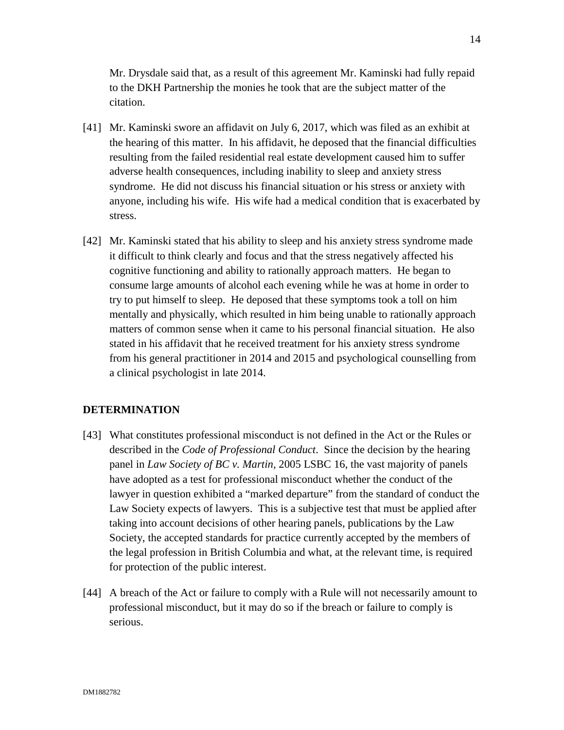Mr. Drysdale said that, as a result of this agreement Mr. Kaminski had fully repaid to the DKH Partnership the monies he took that are the subject matter of the citation.

[41] Mr. Kaminski swore an affidavit on July 6, 2017, which was filed as an exhibit at the hearing of this matter. In his affidavit, he deposed that the financial difficulties resulting from the failed residential real estate development caused him to suffer adverse health consequences, including inability to sleep and anxiety stress syndrome. He did not discuss his financial situation or his stress or anxiety with anyone, including his wife. His wife had a medical condition that is exacerbated by stress.

[42] Mr. Kaminski stated that his ability to sleep and his anxiety stress syndrome made it difficult to think clearly and focus and that the stress negatively affected his cognitive functioning and ability to rationally approach matters. He began to consume large amounts of alcohol each evening while he was at home in order to try to put himself to sleep. He deposed that these symptoms took a toll on him mentally and physically, which resulted in him being unable to rationally approach matters of common sense when it came to his personal financial situation. He also stated in his affidavit that he received treatment for his anxiety stress syndrome from his general practitioner in 2014 and 2015 and psychological counselling from a clinical psychologist in late 2014.

## DETERMINATION

[43] What constitutes professional misconduct is not defined in the Act or the Rules or described in the *Code of Professional Conduct*. Since the decision by the hearing panel in *Law Society of BC v. Martin,* 2005 LSBC 16, the vast majority of panels have adopted as a test for professional misconduct whether the conduct of the lawyer in question exhibited a "marked departure" from the standard of conduct the Law Society expects of lawyers. This is a subjective test that must be applied after taking into account decisions of other hearing panels, publications by the Law Society, the accepted standards for practice currently accepted by the members of the legal profession in British Columbia and what, at the relevant time, is required for protection of the public interest.

[44] A breach of the Act or failure to comply with a Rule will not necessarily amount to professional misconduct, but it may do so if the breach or failure to comply is serious.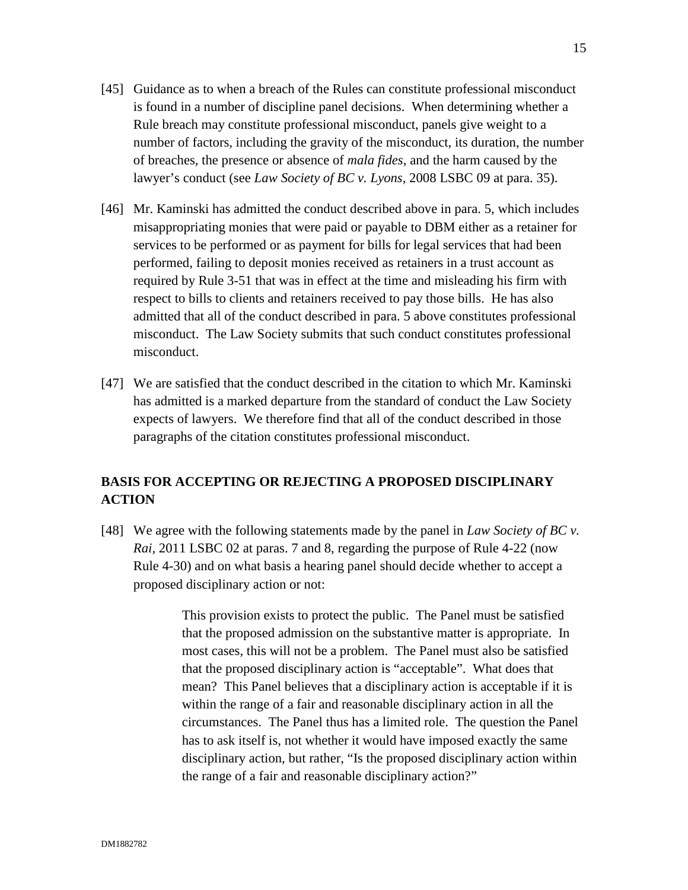[45] Guidance as to when a breach of the Rules can constitute professional misconduct is found in a number of discipline panel decisions. When determining whether a Rule breach may constitute professional misconduct, panels give weight to a number of factors, including the gravity of the misconduct, its duration, the number of breaches, the presence or absence of *mala fides*, and the harm caused by the lawyer's conduct (see *Law Society of BC v. Lyons*, 2008 LSBC 09 at para. 35).

[46] Mr. Kaminski has admitted the conduct described above in para. 5, which includes misappropriating monies that were paid or payable to DBM either as a retainer for services to be performed or as payment for bills for legal services that had been performed, failing to deposit monies received as retainers in a trust account as required by Rule 3-51 that was in effect at the time and misleading his firm with respect to bills to clients and retainers received to pay those bills. He has also admitted that all of the conduct described in para. 5 above constitutes professional misconduct. The Law Society submits that such conduct constitutes professional misconduct.

[47] We are satisfied that the conduct described in the citation to which Mr. Kaminski has admitted is a marked departure from the standard of conduct the Law Society expects of lawyers. We therefore find that all of the conduct described in those paragraphs of the citation constitutes professional misconduct.

## BASIS FOR ACCEPTING OR REJECTING A PROPOSED DISCIPLINARY ACTION

[48] We agree with the following statements made by the panel in *Law Society of BC v. Rai*, 2011 LSBC 02 at paras. 7 and 8, regarding the purpose of Rule 4-22 (now Rule 4-30) and on what basis a hearing panel should decide whether to accept a proposed disciplinary action or not:

> This provision exists to protect the public. The Panel must be satisfied that the proposed admission on the substantive matter is appropriate. In most cases, this will not be a problem. The Panel must also be satisfied that the proposed disciplinary action is "acceptable". What does that mean? This Panel believes that a disciplinary action is acceptable if it is within the range of a fair and reasonable disciplinary action in all the circumstances. The Panel thus has a limited role. The question the Panel has to ask itself is, not whether it would have imposed exactly the same disciplinary action, but rather, "Is the proposed disciplinary action within the range of a fair and reasonable disciplinary action?"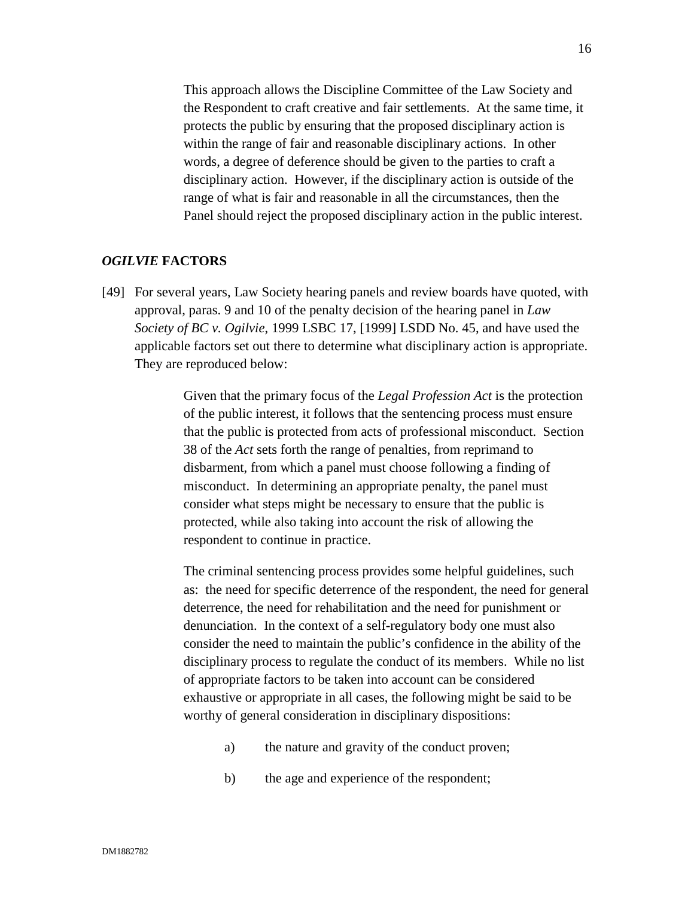> This approach allows the Discipline Committee of the Law Society and the Respondent to craft creative and fair settlements. At the same time, it protects the public by ensuring that the proposed disciplinary action is within the range of fair and reasonable disciplinary actions. In other words, a degree of deference should be given to the parties to craft a disciplinary action. However, if the disciplinary action is outside of the range of what is fair and reasonable in all the circumstances, then the Panel should reject the proposed disciplinary action in the public interest.

## *OGILVIE* FACTORS

[49] For several years, Law Society hearing panels and review boards have quoted, with approval, paras. 9 and 10 of the penalty decision of the hearing panel in *Law Society of BC v. Ogilvie*, 1999 LSBC 17, [1999] LSDD No. 45, and have used the applicable factors set out there to determine what disciplinary action is appropriate. They are reproduced below:

> Given that the primary focus of the *Legal Profession Act* is the protection of the public interest, it follows that the sentencing process must ensure that the public is protected from acts of professional misconduct. Section 38 of the *Act* sets forth the range of penalties, from reprimand to disbarment, from which a panel must choose following a finding of misconduct. In determining an appropriate penalty, the panel must consider what steps might be necessary to ensure that the public is protected, while also taking into account the risk of allowing the respondent to continue in practice.
>
> The criminal sentencing process provides some helpful guidelines, such as: the need for specific deterrence of the respondent, the need for general deterrence, the need for rehabilitation and the need for punishment or denunciation. In the context of a self-regulatory body one must also consider the need to maintain the public's confidence in the ability of the disciplinary process to regulate the conduct of its members. While no list of appropriate factors to be taken into account can be considered exhaustive or appropriate in all cases, the following might be said to be worthy of general consideration in disciplinary dispositions:
>
> a) the nature and gravity of the conduct proven;
>
> b) the age and experience of the respondent;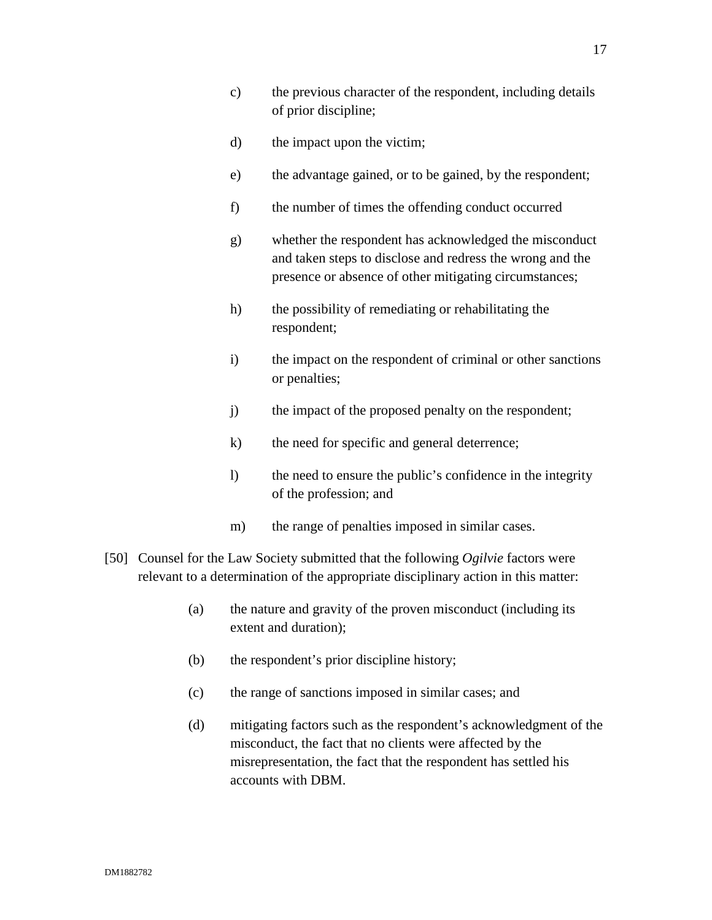c) the previous character of the respondent, including details of prior discipline;

d) the impact upon the victim;

e) the advantage gained, or to be gained, by the respondent;

f) the number of times the offending conduct occurred

g) whether the respondent has acknowledged the misconduct and taken steps to disclose and redress the wrong and the presence or absence of other mitigating circumstances;

h) the possibility of remediating or rehabilitating the respondent;

i) the impact on the respondent of criminal or other sanctions or penalties;

j) the impact of the proposed penalty on the respondent;

k) the need for specific and general deterrence;

l) the need to ensure the public's confidence in the integrity of the profession; and

m) the range of penalties imposed in similar cases.

[50] Counsel for the Law Society submitted that the following *Ogilvie* factors were relevant to a determination of the appropriate disciplinary action in this matter:

(a) the nature and gravity of the proven misconduct (including its extent and duration);

(b) the respondent's prior discipline history;

(c) the range of sanctions imposed in similar cases; and

(d) mitigating factors such as the respondent's acknowledgment of the misconduct, the fact that no clients were affected by the misrepresentation, the fact that the respondent has settled his accounts with DBM.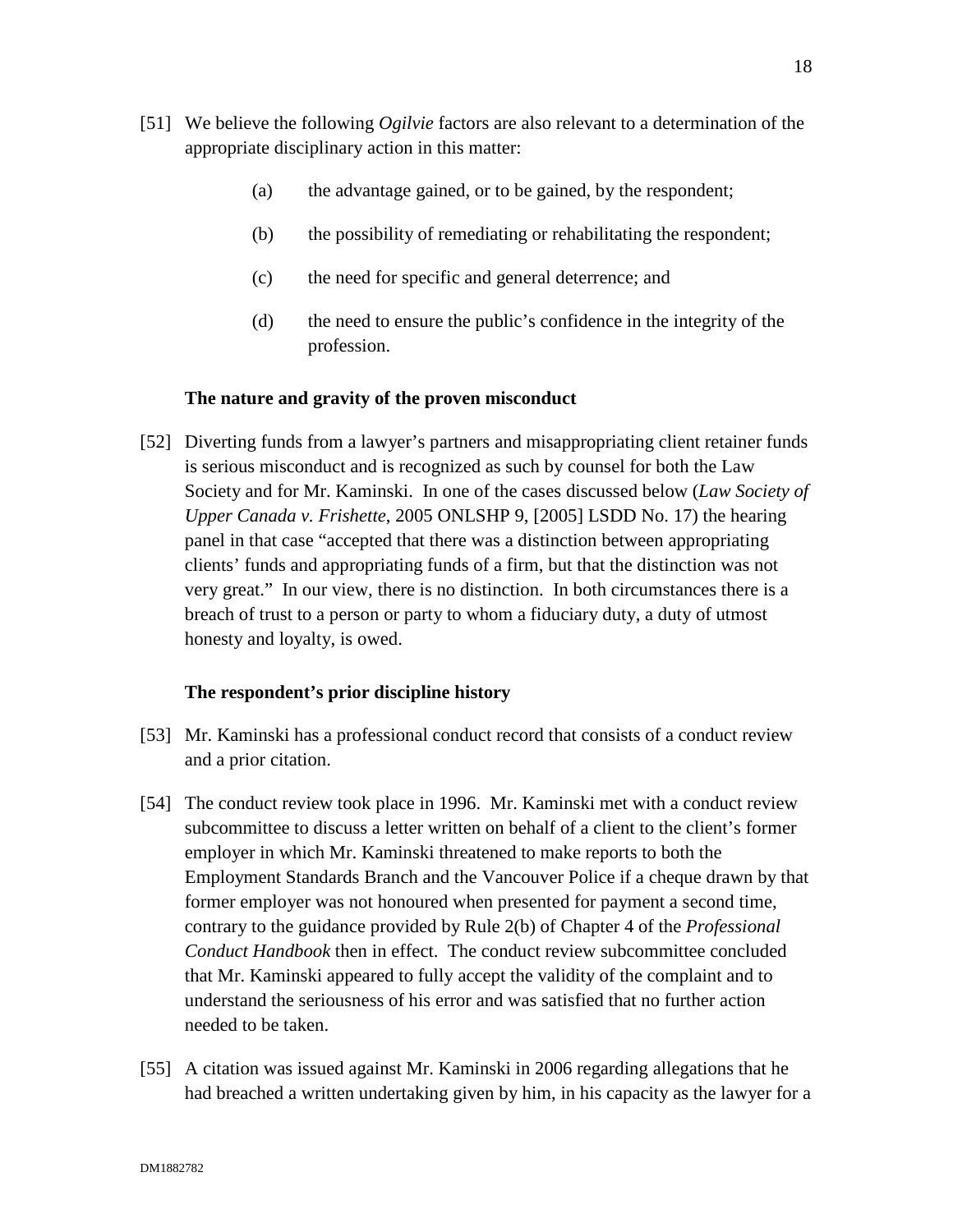[51] We believe the following *Ogilvie* factors are also relevant to a determination of the appropriate disciplinary action in this matter:

(a) the advantage gained, or to be gained, by the respondent;

(b) the possibility of remediating or rehabilitating the respondent;

(c) the need for specific and general deterrence; and

(d) the need to ensure the public's confidence in the integrity of the profession.

**The nature and gravity of the proven misconduct**

[52] Diverting funds from a lawyer's partners and misappropriating client retainer funds is serious misconduct and is recognized as such by counsel for both the Law Society and for Mr. Kaminski. In one of the cases discussed below (*Law Society of Upper Canada v. Frishette*, 2005 ONLSHP 9, [2005] LSDD No. 17) the hearing panel in that case "accepted that there was a distinction between appropriating clients' funds and appropriating funds of a firm, but that the distinction was not very great." In our view, there is no distinction. In both circumstances there is a breach of trust to a person or party to whom a fiduciary duty, a duty of utmost honesty and loyalty, is owed.

**The respondent's prior discipline history**

[53] Mr. Kaminski has a professional conduct record that consists of a conduct review and a prior citation.

[54] The conduct review took place in 1996. Mr. Kaminski met with a conduct review subcommittee to discuss a letter written on behalf of a client to the client's former employer in which Mr. Kaminski threatened to make reports to both the Employment Standards Branch and the Vancouver Police if a cheque drawn by that former employer was not honoured when presented for payment a second time, contrary to the guidance provided by Rule 2(b) of Chapter 4 of the *Professional Conduct Handbook* then in effect. The conduct review subcommittee concluded that Mr. Kaminski appeared to fully accept the validity of the complaint and to understand the seriousness of his error and was satisfied that no further action needed to be taken.

[55] A citation was issued against Mr. Kaminski in 2006 regarding allegations that he had breached a written undertaking given by him, in his capacity as the lawyer for a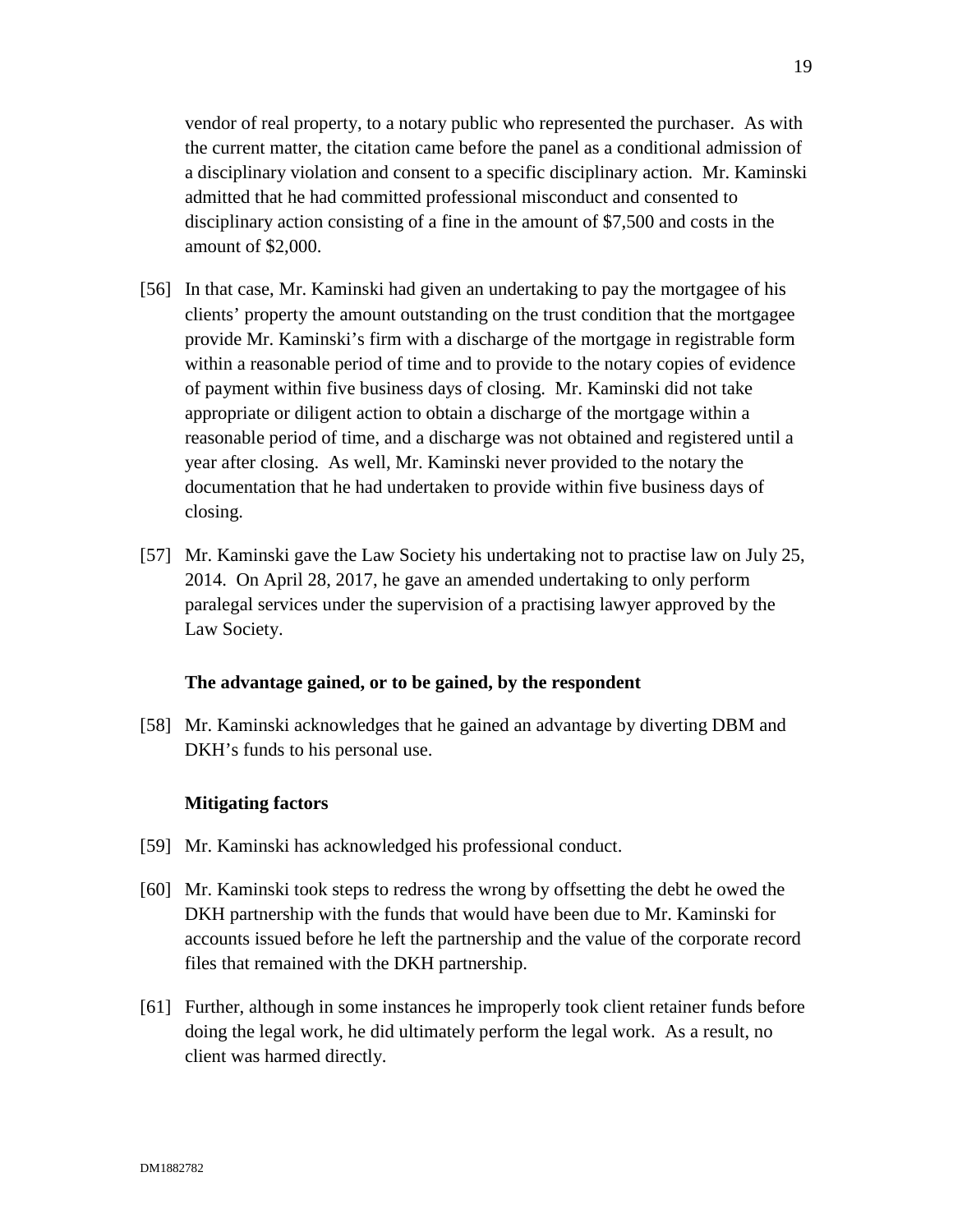vendor of real property, to a notary public who represented the purchaser. As with the current matter, the citation came before the panel as a conditional admission of a disciplinary violation and consent to a specific disciplinary action. Mr. Kaminski admitted that he had committed professional misconduct and consented to disciplinary action consisting of a fine in the amount of $7,500 and costs in the amount of $2,000.

[56] In that case, Mr. Kaminski had given an undertaking to pay the mortgagee of his clients' property the amount outstanding on the trust condition that the mortgagee provide Mr. Kaminski's firm with a discharge of the mortgage in registrable form within a reasonable period of time and to provide to the notary copies of evidence of payment within five business days of closing. Mr. Kaminski did not take appropriate or diligent action to obtain a discharge of the mortgage within a reasonable period of time, and a discharge was not obtained and registered until a year after closing. As well, Mr. Kaminski never provided to the notary the documentation that he had undertaken to provide within five business days of closing.

[57] Mr. Kaminski gave the Law Society his undertaking not to practise law on July 25, 2014. On April 28, 2017, he gave an amended undertaking to only perform paralegal services under the supervision of a practising lawyer approved by the Law Society.

**The advantage gained, or to be gained, by the respondent**

[58] Mr. Kaminski acknowledges that he gained an advantage by diverting DBM and DKH's funds to his personal use.

**Mitigating factors**

[59] Mr. Kaminski has acknowledged his professional conduct.

[60] Mr. Kaminski took steps to redress the wrong by offsetting the debt he owed the DKH partnership with the funds that would have been due to Mr. Kaminski for accounts issued before he left the partnership and the value of the corporate record files that remained with the DKH partnership.

[61] Further, although in some instances he improperly took client retainer funds before doing the legal work, he did ultimately perform the legal work. As a result, no client was harmed directly.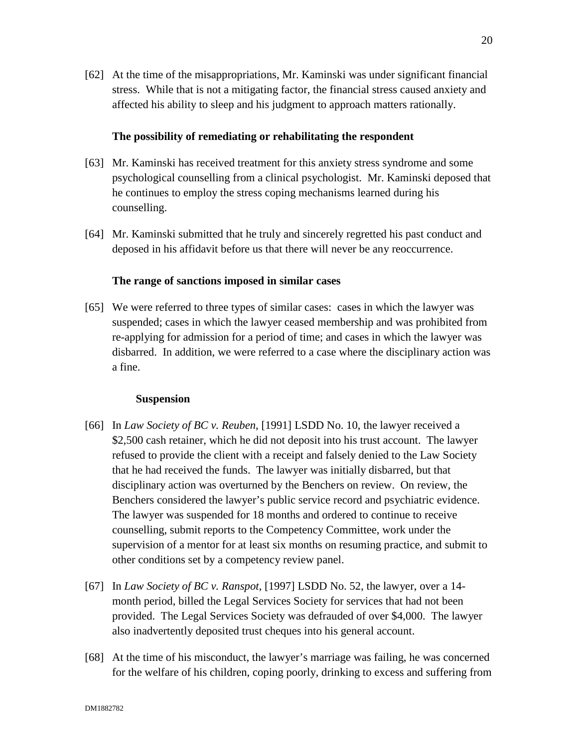[62] At the time of the misappropriations, Mr. Kaminski was under significant financial stress. While that is not a mitigating factor, the financial stress caused anxiety and affected his ability to sleep and his judgment to approach matters rationally.

### The possibility of remediating or rehabilitating the respondent

[63] Mr. Kaminski has received treatment for this anxiety stress syndrome and some psychological counselling from a clinical psychologist. Mr. Kaminski deposed that he continues to employ the stress coping mechanisms learned during his counselling.

[64] Mr. Kaminski submitted that he truly and sincerely regretted his past conduct and deposed in his affidavit before us that there will never be any reoccurrence.

### The range of sanctions imposed in similar cases

[65] We were referred to three types of similar cases: cases in which the lawyer was suspended; cases in which the lawyer ceased membership and was prohibited from re-applying for admission for a period of time; and cases in which the lawyer was disbarred. In addition, we were referred to a case where the disciplinary action was a fine.

#### Suspension

[66] In *Law Society of BC v. Reuben*, [1991] LSDD No. 10, the lawyer received a $2,500 cash retainer, which he did not deposit into his trust account. The lawyer refused to provide the client with a receipt and falsely denied to the Law Society that he had received the funds. The lawyer was initially disbarred, but that disciplinary action was overturned by the Benchers on review. On review, the Benchers considered the lawyer's public service record and psychiatric evidence. The lawyer was suspended for 18 months and ordered to continue to receive counselling, submit reports to the Competency Committee, work under the supervision of a mentor for at least six months on resuming practice, and submit to other conditions set by a competency review panel.

[67] In *Law Society of BC v. Ranspot*, [1997] LSDD No. 52, the lawyer, over a 14-month period, billed the Legal Services Society for services that had not been provided. The Legal Services Society was defrauded of over $4,000. The lawyer also inadvertently deposited trust cheques into his general account.

[68] At the time of his misconduct, the lawyer's marriage was failing, he was concerned for the welfare of his children, coping poorly, drinking to excess and suffering from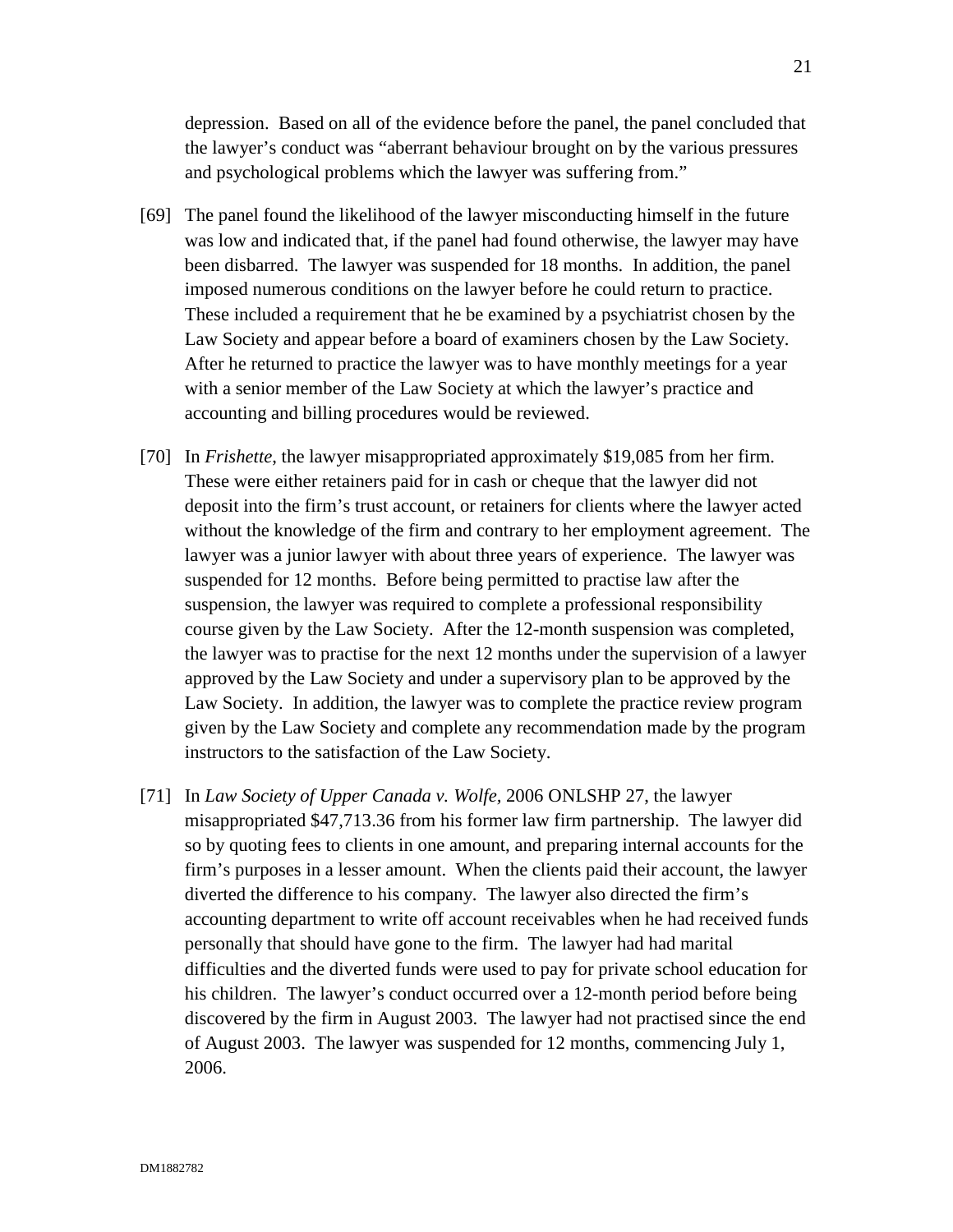depression. Based on all of the evidence before the panel, the panel concluded that the lawyer's conduct was "aberrant behaviour brought on by the various pressures and psychological problems which the lawyer was suffering from."

[69] The panel found the likelihood of the lawyer misconducting himself in the future was low and indicated that, if the panel had found otherwise, the lawyer may have been disbarred. The lawyer was suspended for 18 months. In addition, the panel imposed numerous conditions on the lawyer before he could return to practice. These included a requirement that he be examined by a psychiatrist chosen by the Law Society and appear before a board of examiners chosen by the Law Society. After he returned to practice the lawyer was to have monthly meetings for a year with a senior member of the Law Society at which the lawyer's practice and accounting and billing procedures would be reviewed.

[70] In *Frishette*, the lawyer misappropriated approximately $19,085 from her firm. These were either retainers paid for in cash or cheque that the lawyer did not deposit into the firm's trust account, or retainers for clients where the lawyer acted without the knowledge of the firm and contrary to her employment agreement. The lawyer was a junior lawyer with about three years of experience. The lawyer was suspended for 12 months. Before being permitted to practise law after the suspension, the lawyer was required to complete a professional responsibility course given by the Law Society. After the 12-month suspension was completed, the lawyer was to practise for the next 12 months under the supervision of a lawyer approved by the Law Society and under a supervisory plan to be approved by the Law Society. In addition, the lawyer was to complete the practice review program given by the Law Society and complete any recommendation made by the program instructors to the satisfaction of the Law Society.

[71] In *Law Society of Upper Canada v. Wolfe*, 2006 ONLSHP 27, the lawyer misappropriated $47,713.36 from his former law firm partnership. The lawyer did so by quoting fees to clients in one amount, and preparing internal accounts for the firm's purposes in a lesser amount. When the clients paid their account, the lawyer diverted the difference to his company. The lawyer also directed the firm's accounting department to write off account receivables when he had received funds personally that should have gone to the firm. The lawyer had had marital difficulties and the diverted funds were used to pay for private school education for his children. The lawyer's conduct occurred over a 12-month period before being discovered by the firm in August 2003. The lawyer had not practised since the end of August 2003. The lawyer was suspended for 12 months, commencing July 1, 2006.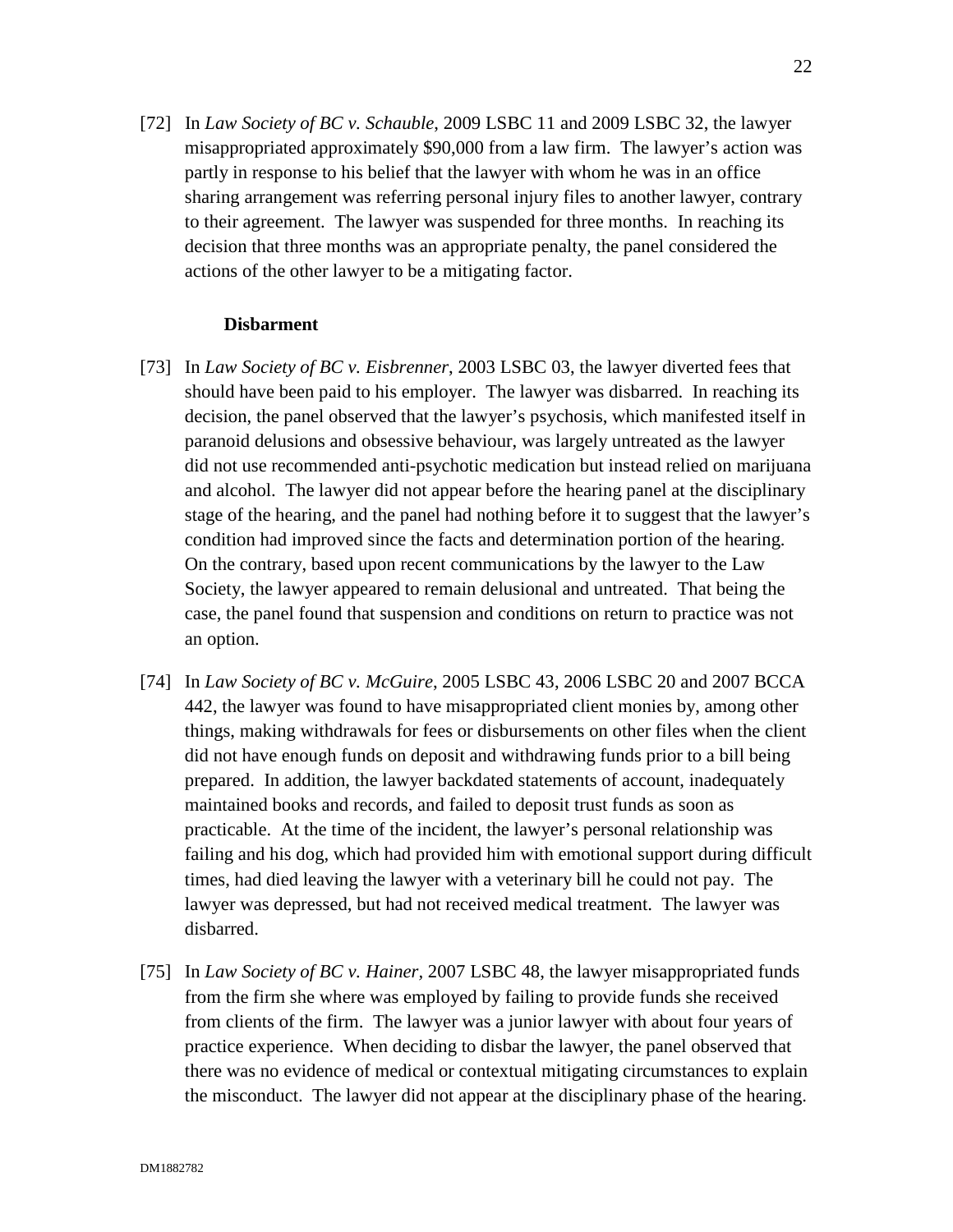[72] In *Law Society of BC v. Schauble*, 2009 LSBC 11 and 2009 LSBC 32, the lawyer misappropriated approximately $90,000 from a law firm. The lawyer's action was partly in response to his belief that the lawyer with whom he was in an office sharing arrangement was referring personal injury files to another lawyer, contrary to their agreement. The lawyer was suspended for three months. In reaching its decision that three months was an appropriate penalty, the panel considered the actions of the other lawyer to be a mitigating factor.

**Disbarment**

[73] In *Law Society of BC v. Eisbrenner*, 2003 LSBC 03, the lawyer diverted fees that should have been paid to his employer. The lawyer was disbarred. In reaching its decision, the panel observed that the lawyer's psychosis, which manifested itself in paranoid delusions and obsessive behaviour, was largely untreated as the lawyer did not use recommended anti-psychotic medication but instead relied on marijuana and alcohol. The lawyer did not appear before the hearing panel at the disciplinary stage of the hearing, and the panel had nothing before it to suggest that the lawyer's condition had improved since the facts and determination portion of the hearing. On the contrary, based upon recent communications by the lawyer to the Law Society, the lawyer appeared to remain delusional and untreated. That being the case, the panel found that suspension and conditions on return to practice was not an option.

[74] In *Law Society of BC v. McGuire*, 2005 LSBC 43, 2006 LSBC 20 and 2007 BCCA 442, the lawyer was found to have misappropriated client monies by, among other things, making withdrawals for fees or disbursements on other files when the client did not have enough funds on deposit and withdrawing funds prior to a bill being prepared. In addition, the lawyer backdated statements of account, inadequately maintained books and records, and failed to deposit trust funds as soon as practicable. At the time of the incident, the lawyer's personal relationship was failing and his dog, which had provided him with emotional support during difficult times, had died leaving the lawyer with a veterinary bill he could not pay. The lawyer was depressed, but had not received medical treatment. The lawyer was disbarred.

[75] In *Law Society of BC v. Hainer*, 2007 LSBC 48, the lawyer misappropriated funds from the firm she where was employed by failing to provide funds she received from clients of the firm. The lawyer was a junior lawyer with about four years of practice experience. When deciding to disbar the lawyer, the panel observed that there was no evidence of medical or contextual mitigating circumstances to explain the misconduct. The lawyer did not appear at the disciplinary phase of the hearing.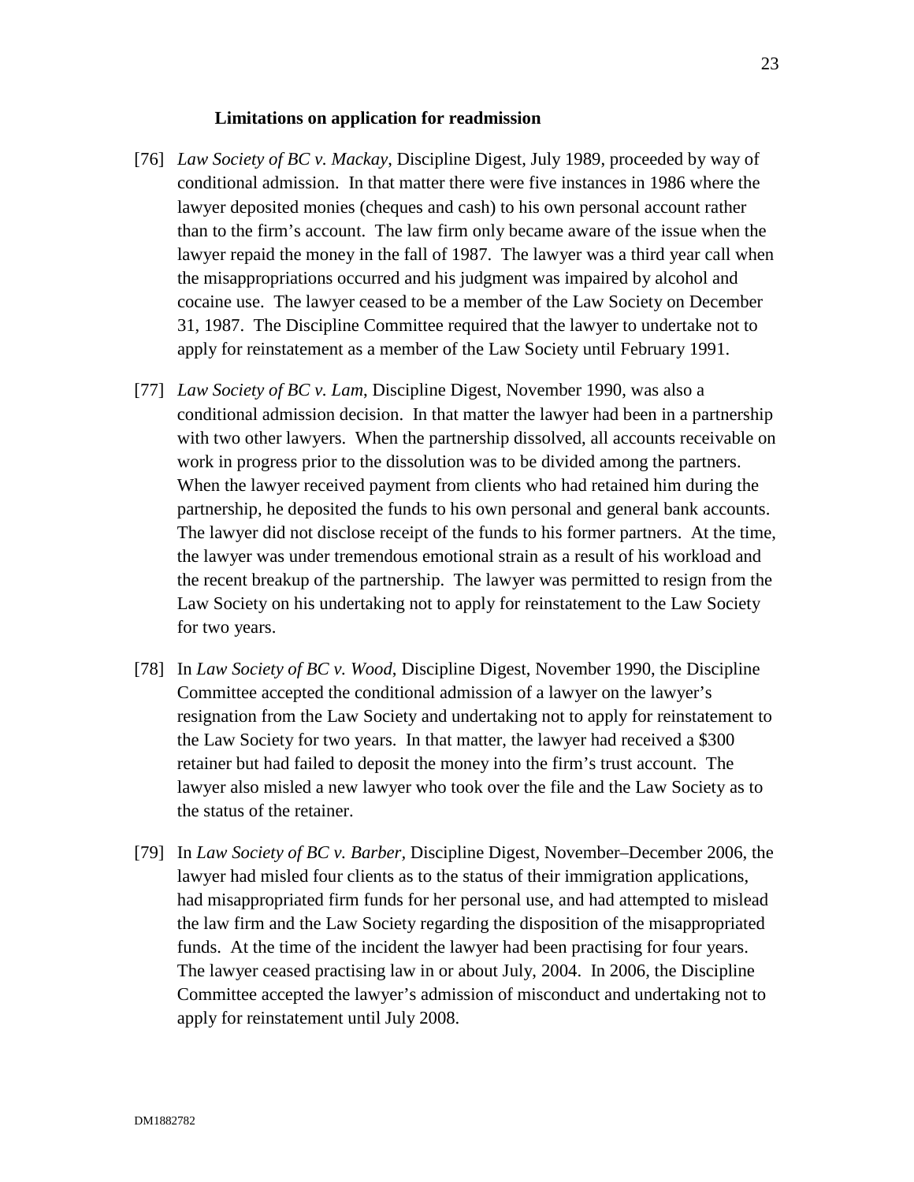### Limitations on application for readmission

[76] *Law Society of BC v. Mackay*, Discipline Digest, July 1989, proceeded by way of conditional admission. In that matter there were five instances in 1986 where the lawyer deposited monies (cheques and cash) to his own personal account rather than to the firm's account. The law firm only became aware of the issue when the lawyer repaid the money in the fall of 1987. The lawyer was a third year call when the misappropriations occurred and his judgment was impaired by alcohol and cocaine use. The lawyer ceased to be a member of the Law Society on December 31, 1987. The Discipline Committee required that the lawyer to undertake not to apply for reinstatement as a member of the Law Society until February 1991.

[77] *Law Society of BC v. Lam*, Discipline Digest, November 1990, was also a conditional admission decision. In that matter the lawyer had been in a partnership with two other lawyers. When the partnership dissolved, all accounts receivable on work in progress prior to the dissolution was to be divided among the partners. When the lawyer received payment from clients who had retained him during the partnership, he deposited the funds to his own personal and general bank accounts. The lawyer did not disclose receipt of the funds to his former partners. At the time, the lawyer was under tremendous emotional strain as a result of his workload and the recent breakup of the partnership. The lawyer was permitted to resign from the Law Society on his undertaking not to apply for reinstatement to the Law Society for two years.

[78] In *Law Society of BC v. Wood*, Discipline Digest, November 1990, the Discipline Committee accepted the conditional admission of a lawyer on the lawyer's resignation from the Law Society and undertaking not to apply for reinstatement to the Law Society for two years. In that matter, the lawyer had received a $300 retainer but had failed to deposit the money into the firm's trust account. The lawyer also misled a new lawyer who took over the file and the Law Society as to the status of the retainer.

[79] In *Law Society of BC v. Barber*, Discipline Digest, November–December 2006, the lawyer had misled four clients as to the status of their immigration applications, had misappropriated firm funds for her personal use, and had attempted to mislead the law firm and the Law Society regarding the disposition of the misappropriated funds. At the time of the incident the lawyer had been practising for four years. The lawyer ceased practising law in or about July, 2004. In 2006, the Discipline Committee accepted the lawyer's admission of misconduct and undertaking not to apply for reinstatement until July 2008.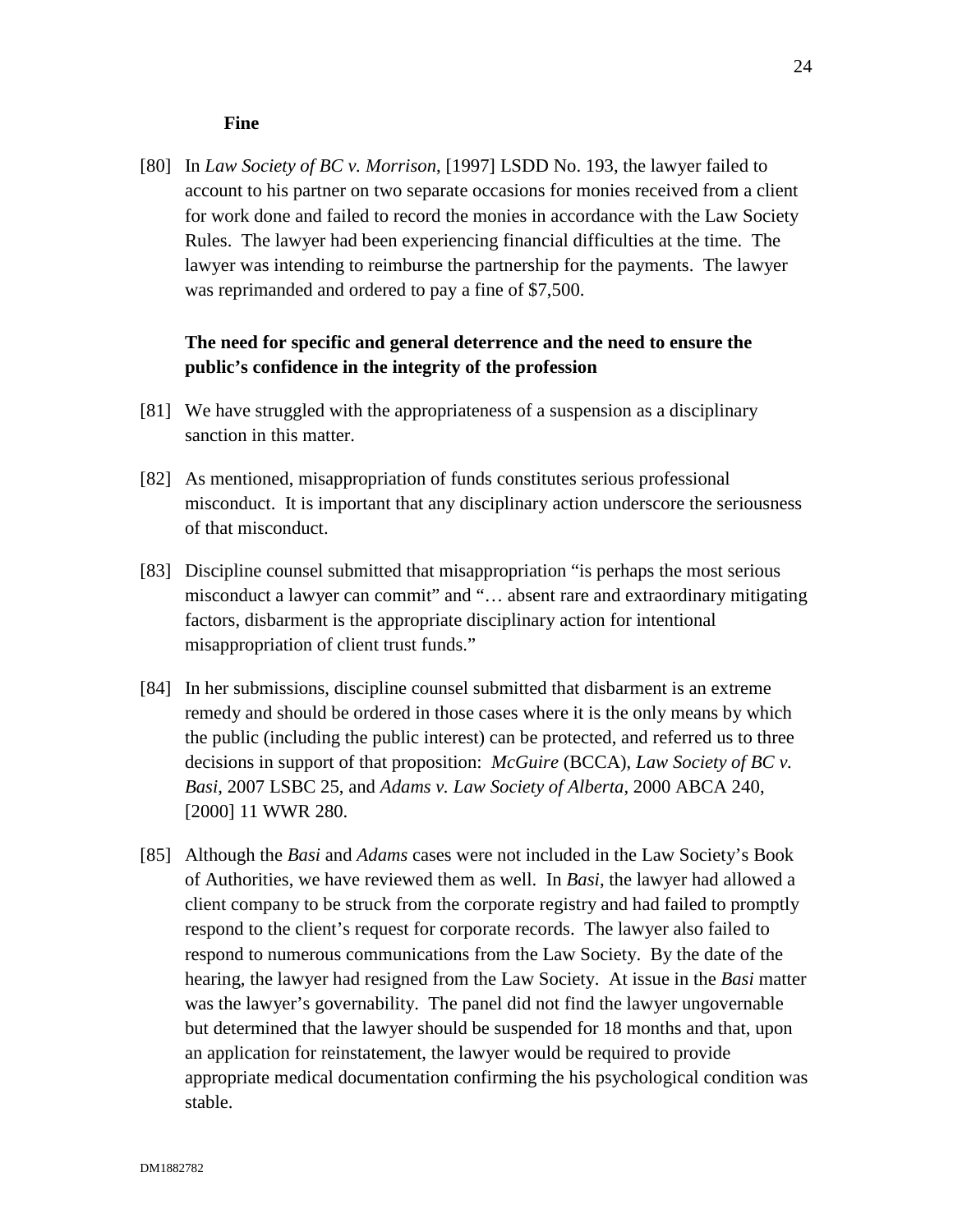**Fine**

[80] In *Law Society of BC v. Morrison*, [1997] LSDD No. 193, the lawyer failed to account to his partner on two separate occasions for monies received from a client for work done and failed to record the monies in accordance with the Law Society Rules. The lawyer had been experiencing financial difficulties at the time. The lawyer was intending to reimburse the partnership for the payments. The lawyer was reprimanded and ordered to pay a fine of $7,500.

**The need for specific and general deterrence and the need to ensure the public's confidence in the integrity of the profession**

[81] We have struggled with the appropriateness of a suspension as a disciplinary sanction in this matter.

[82] As mentioned, misappropriation of funds constitutes serious professional misconduct. It is important that any disciplinary action underscore the seriousness of that misconduct.

[83] Discipline counsel submitted that misappropriation "is perhaps the most serious misconduct a lawyer can commit" and "… absent rare and extraordinary mitigating factors, disbarment is the appropriate disciplinary action for intentional misappropriation of client trust funds."

[84] In her submissions, discipline counsel submitted that disbarment is an extreme remedy and should be ordered in those cases where it is the only means by which the public (including the public interest) can be protected, and referred us to three decisions in support of that proposition: *McGuire* (BCCA), *Law Society of BC v. Basi*, 2007 LSBC 25, and *Adams v. Law Society of Alberta*, 2000 ABCA 240, [2000] 11 WWR 280.

[85] Although the *Basi* and *Adams* cases were not included in the Law Society's Book of Authorities, we have reviewed them as well. In *Basi*, the lawyer had allowed a client company to be struck from the corporate registry and had failed to promptly respond to the client's request for corporate records. The lawyer also failed to respond to numerous communications from the Law Society. By the date of the hearing, the lawyer had resigned from the Law Society. At issue in the *Basi* matter was the lawyer's governability. The panel did not find the lawyer ungovernable but determined that the lawyer should be suspended for 18 months and that, upon an application for reinstatement, the lawyer would be required to provide appropriate medical documentation confirming the his psychological condition was stable.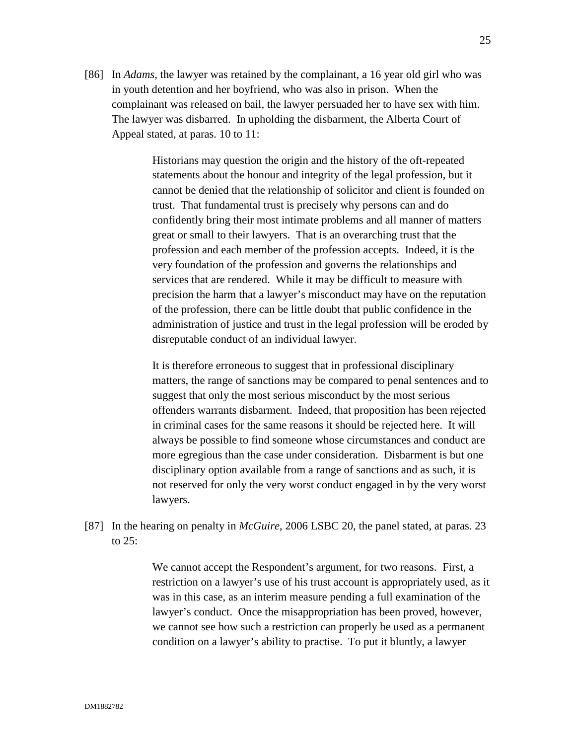[86] In *Adams*, the lawyer was retained by the complainant, a 16 year old girl who was in youth detention and her boyfriend, who was also in prison. When the complainant was released on bail, the lawyer persuaded her to have sex with him. The lawyer was disbarred. In upholding the disbarment, the Alberta Court of Appeal stated, at paras. 10 to 11:

> Historians may question the origin and the history of the oft-repeated statements about the honour and integrity of the legal profession, but it cannot be denied that the relationship of solicitor and client is founded on trust. That fundamental trust is precisely why persons can and do confidently bring their most intimate problems and all manner of matters great or small to their lawyers. That is an overarching trust that the profession and each member of the profession accepts. Indeed, it is the very foundation of the profession and governs the relationships and services that are rendered. While it may be difficult to measure with precision the harm that a lawyer's misconduct may have on the reputation of the profession, there can be little doubt that public confidence in the administration of justice and trust in the legal profession will be eroded by disreputable conduct of an individual lawyer.
>
> It is therefore erroneous to suggest that in professional disciplinary matters, the range of sanctions may be compared to penal sentences and to suggest that only the most serious misconduct by the most serious offenders warrants disbarment. Indeed, that proposition has been rejected in criminal cases for the same reasons it should be rejected here. It will always be possible to find someone whose circumstances and conduct are more egregious than the case under consideration. Disbarment is but one disciplinary option available from a range of sanctions and as such, it is not reserved for only the very worst conduct engaged in by the very worst lawyers.

[87] In the hearing on penalty in *McGuire*, 2006 LSBC 20, the panel stated, at paras. 23 to 25:

> We cannot accept the Respondent's argument, for two reasons. First, a restriction on a lawyer's use of his trust account is appropriately used, as it was in this case, as an interim measure pending a full examination of the lawyer's conduct. Once the misappropriation has been proved, however, we cannot see how such a restriction can properly be used as a permanent condition on a lawyer's ability to practise. To put it bluntly, a lawyer

DM1882782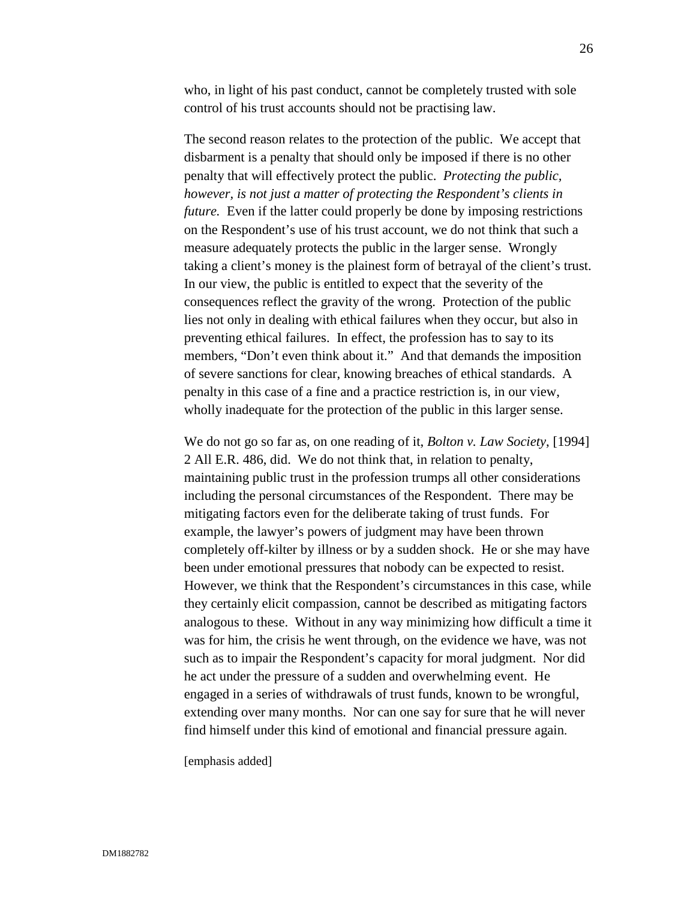who, in light of his past conduct, cannot be completely trusted with sole control of his trust accounts should not be practising law.

The second reason relates to the protection of the public. We accept that disbarment is a penalty that should only be imposed if there is no other penalty that will effectively protect the public. *Protecting the public, however, is not just a matter of protecting the Respondent's clients in future.* Even if the latter could properly be done by imposing restrictions on the Respondent's use of his trust account, we do not think that such a measure adequately protects the public in the larger sense. Wrongly taking a client's money is the plainest form of betrayal of the client's trust. In our view, the public is entitled to expect that the severity of the consequences reflect the gravity of the wrong. Protection of the public lies not only in dealing with ethical failures when they occur, but also in preventing ethical failures. In effect, the profession has to say to its members, "Don't even think about it." And that demands the imposition of severe sanctions for clear, knowing breaches of ethical standards. A penalty in this case of a fine and a practice restriction is, in our view, wholly inadequate for the protection of the public in this larger sense.

We do not go so far as, on one reading of it, *Bolton v. Law Society*, [1994] 2 All E.R. 486, did. We do not think that, in relation to penalty, maintaining public trust in the profession trumps all other considerations including the personal circumstances of the Respondent. There may be mitigating factors even for the deliberate taking of trust funds. For example, the lawyer's powers of judgment may have been thrown completely off-kilter by illness or by a sudden shock. He or she may have been under emotional pressures that nobody can be expected to resist. However, we think that the Respondent's circumstances in this case, while they certainly elicit compassion, cannot be described as mitigating factors analogous to these. Without in any way minimizing how difficult a time it was for him, the crisis he went through, on the evidence we have, was not such as to impair the Respondent's capacity for moral judgment. Nor did he act under the pressure of a sudden and overwhelming event. He engaged in a series of withdrawals of trust funds, known to be wrongful, extending over many months. Nor can one say for sure that he will never find himself under this kind of emotional and financial pressure again.

[emphasis added]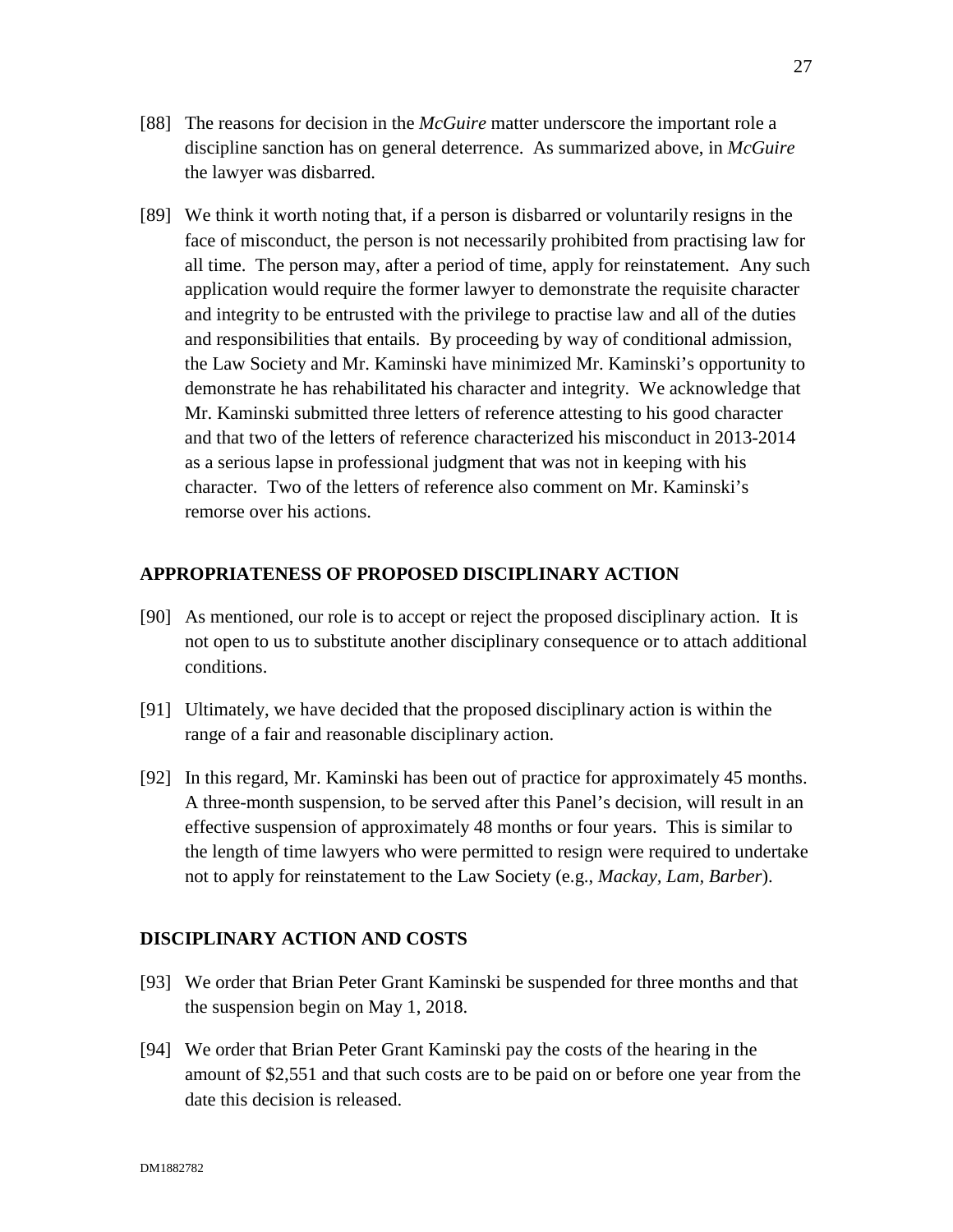[88] The reasons for decision in the *McGuire* matter underscore the important role a discipline sanction has on general deterrence. As summarized above, in *McGuire* the lawyer was disbarred.

[89] We think it worth noting that, if a person is disbarred or voluntarily resigns in the face of misconduct, the person is not necessarily prohibited from practising law for all time. The person may, after a period of time, apply for reinstatement. Any such application would require the former lawyer to demonstrate the requisite character and integrity to be entrusted with the privilege to practise law and all of the duties and responsibilities that entails. By proceeding by way of conditional admission, the Law Society and Mr. Kaminski have minimized Mr. Kaminski's opportunity to demonstrate he has rehabilitated his character and integrity. We acknowledge that Mr. Kaminski submitted three letters of reference attesting to his good character and that two of the letters of reference characterized his misconduct in 2013-2014 as a serious lapse in professional judgment that was not in keeping with his character. Two of the letters of reference also comment on Mr. Kaminski's remorse over his actions.

## APPROPRIATENESS OF PROPOSED DISCIPLINARY ACTION

[90] As mentioned, our role is to accept or reject the proposed disciplinary action. It is not open to us to substitute another disciplinary consequence or to attach additional conditions.

[91] Ultimately, we have decided that the proposed disciplinary action is within the range of a fair and reasonable disciplinary action.

[92] In this regard, Mr. Kaminski has been out of practice for approximately 45 months. A three-month suspension, to be served after this Panel's decision, will result in an effective suspension of approximately 48 months or four years. This is similar to the length of time lawyers who were permitted to resign were required to undertake not to apply for reinstatement to the Law Society (e.g., *Mackay*, *Lam*, *Barber*).

## DISCIPLINARY ACTION AND COSTS

[93] We order that Brian Peter Grant Kaminski be suspended for three months and that the suspension begin on May 1, 2018.

[94] We order that Brian Peter Grant Kaminski pay the costs of the hearing in the amount of $2,551 and that such costs are to be paid on or before one year from the date this decision is released.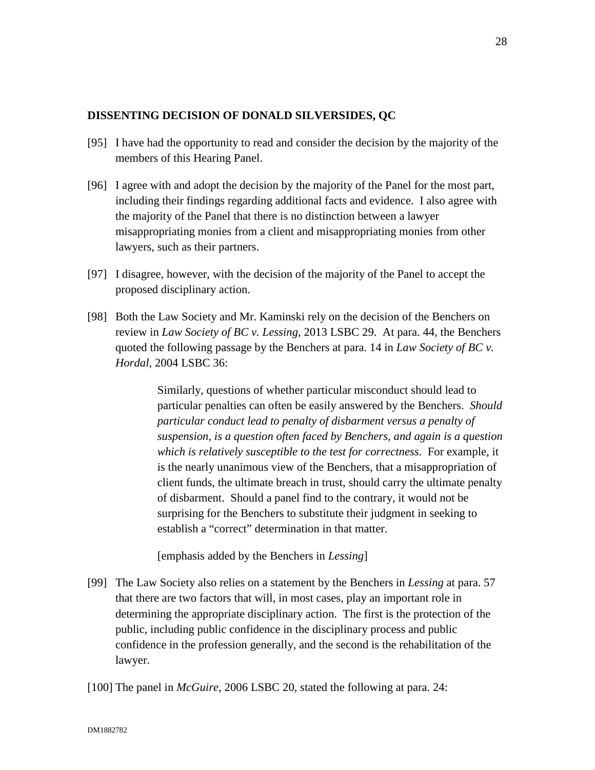**DISSENTING DECISION OF DONALD SILVERSIDES, QC**

[95] I have had the opportunity to read and consider the decision by the majority of the members of this Hearing Panel.

[96] I agree with and adopt the decision by the majority of the Panel for the most part, including their findings regarding additional facts and evidence. I also agree with the majority of the Panel that there is no distinction between a lawyer misappropriating monies from a client and misappropriating monies from other lawyers, such as their partners.

[97] I disagree, however, with the decision of the majority of the Panel to accept the proposed disciplinary action.

[98] Both the Law Society and Mr. Kaminski rely on the decision of the Benchers on review in *Law Society of BC v. Lessing,* 2013 LSBC 29. At para. 44, the Benchers quoted the following passage by the Benchers at para. 14 in *Law Society of BC v. Hordal*, 2004 LSBC 36:

> Similarly, questions of whether particular misconduct should lead to particular penalties can often be easily answered by the Benchers. *Should particular conduct lead to penalty of disbarment versus a penalty of suspension, is a question often faced by Benchers, and again is a question which is relatively susceptible to the test for correctness*. For example, it is the nearly unanimous view of the Benchers, that a misappropriation of client funds, the ultimate breach in trust, should carry the ultimate penalty of disbarment. Should a panel find to the contrary, it would not be surprising for the Benchers to substitute their judgment in seeking to establish a "correct" determination in that matter.
>
> [emphasis added by the Benchers in *Lessing*]

[99] The Law Society also relies on a statement by the Benchers in *Lessing* at para. 57 that there are two factors that will, in most cases, play an important role in determining the appropriate disciplinary action. The first is the protection of the public, including public confidence in the disciplinary process and public confidence in the profession generally, and the second is the rehabilitation of the lawyer.

[100] The panel in *McGuire*, 2006 LSBC 20, stated the following at para. 24: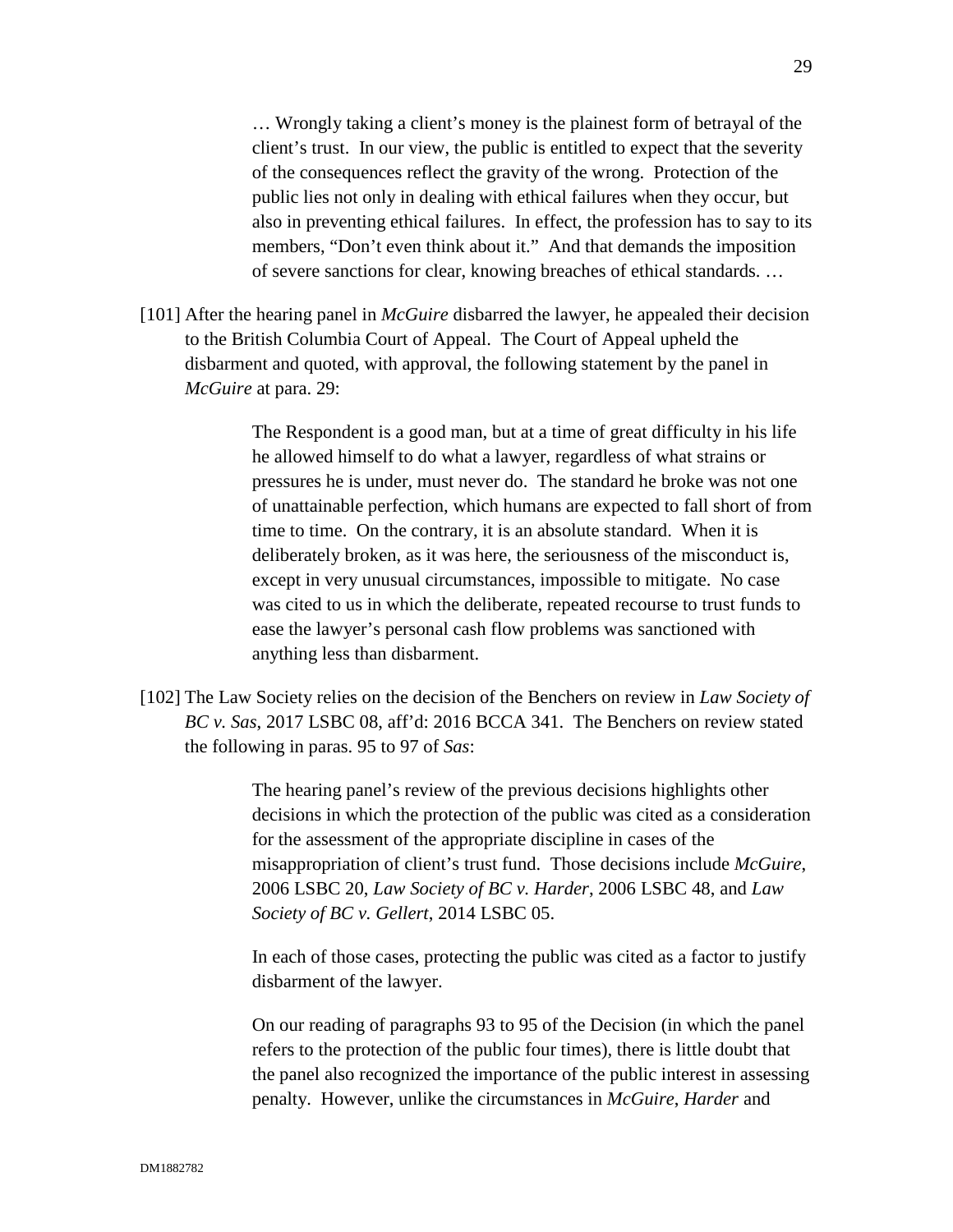> … Wrongly taking a client's money is the plainest form of betrayal of the client's trust. In our view, the public is entitled to expect that the severity of the consequences reflect the gravity of the wrong. Protection of the public lies not only in dealing with ethical failures when they occur, but also in preventing ethical failures. In effect, the profession has to say to its members, "Don't even think about it." And that demands the imposition of severe sanctions for clear, knowing breaches of ethical standards. …

[101] After the hearing panel in *McGuire* disbarred the lawyer, he appealed their decision to the British Columbia Court of Appeal. The Court of Appeal upheld the disbarment and quoted, with approval, the following statement by the panel in *McGuire* at para. 29:

> The Respondent is a good man, but at a time of great difficulty in his life he allowed himself to do what a lawyer, regardless of what strains or pressures he is under, must never do. The standard he broke was not one of unattainable perfection, which humans are expected to fall short of from time to time. On the contrary, it is an absolute standard. When it is deliberately broken, as it was here, the seriousness of the misconduct is, except in very unusual circumstances, impossible to mitigate. No case was cited to us in which the deliberate, repeated recourse to trust funds to ease the lawyer's personal cash flow problems was sanctioned with anything less than disbarment.

[102] The Law Society relies on the decision of the Benchers on review in *Law Society of BC v. Sas*, 2017 LSBC 08, aff'd: 2016 BCCA 341. The Benchers on review stated the following in paras. 95 to 97 of *Sas*:

> The hearing panel's review of the previous decisions highlights other decisions in which the protection of the public was cited as a consideration for the assessment of the appropriate discipline in cases of the misappropriation of client's trust fund. Those decisions include *McGuire*, 2006 LSBC 20, *Law Society of BC v. Harder*, 2006 LSBC 48, and *Law Society of BC v. Gellert*, 2014 LSBC 05.
>
> In each of those cases, protecting the public was cited as a factor to justify disbarment of the lawyer.
>
> On our reading of paragraphs 93 to 95 of the Decision (in which the panel refers to the protection of the public four times), there is little doubt that the panel also recognized the importance of the public interest in assessing penalty. However, unlike the circumstances in *McGuire*, *Harder* and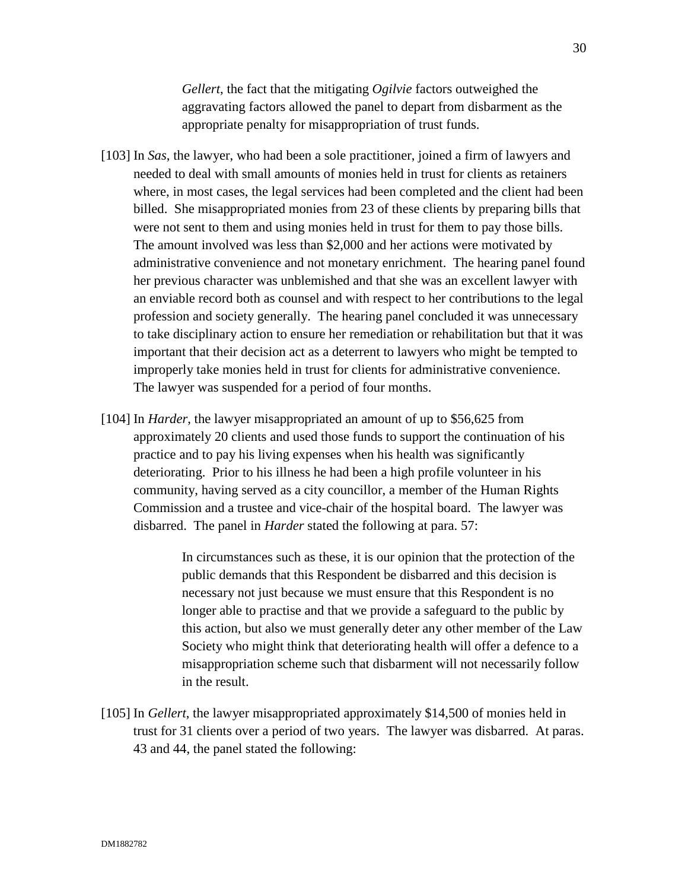> *Gellert*, the fact that the mitigating *Ogilvie* factors outweighed the aggravating factors allowed the panel to depart from disbarment as the appropriate penalty for misappropriation of trust funds.

[103] In *Sas*, the lawyer, who had been a sole practitioner, joined a firm of lawyers and needed to deal with small amounts of monies held in trust for clients as retainers where, in most cases, the legal services had been completed and the client had been billed. She misappropriated monies from 23 of these clients by preparing bills that were not sent to them and using monies held in trust for them to pay those bills. The amount involved was less than $2,000 and her actions were motivated by administrative convenience and not monetary enrichment. The hearing panel found her previous character was unblemished and that she was an excellent lawyer with an enviable record both as counsel and with respect to her contributions to the legal profession and society generally. The hearing panel concluded it was unnecessary to take disciplinary action to ensure her remediation or rehabilitation but that it was important that their decision act as a deterrent to lawyers who might be tempted to improperly take monies held in trust for clients for administrative convenience. The lawyer was suspended for a period of four months.

[104] In *Harder*, the lawyer misappropriated an amount of up to $56,625 from approximately 20 clients and used those funds to support the continuation of his practice and to pay his living expenses when his health was significantly deteriorating. Prior to his illness he had been a high profile volunteer in his community, having served as a city councillor, a member of the Human Rights Commission and a trustee and vice-chair of the hospital board. The lawyer was disbarred. The panel in *Harder* stated the following at para. 57:

> In circumstances such as these, it is our opinion that the protection of the public demands that this Respondent be disbarred and this decision is necessary not just because we must ensure that this Respondent is no longer able to practise and that we provide a safeguard to the public by this action, but also we must generally deter any other member of the Law Society who might think that deteriorating health will offer a defence to a misappropriation scheme such that disbarment will not necessarily follow in the result.

[105] In *Gellert*, the lawyer misappropriated approximately $14,500 of monies held in trust for 31 clients over a period of two years. The lawyer was disbarred. At paras. 43 and 44, the panel stated the following: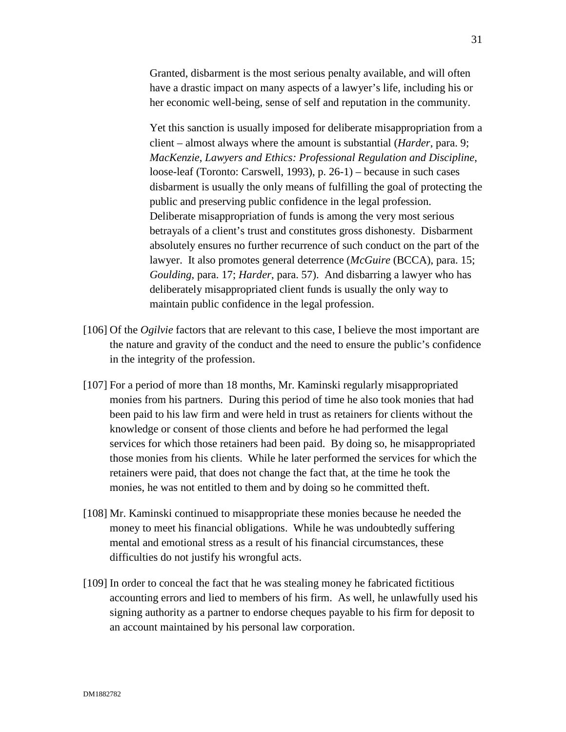> Granted, disbarment is the most serious penalty available, and will often have a drastic impact on many aspects of a lawyer's life, including his or her economic well-being, sense of self and reputation in the community.
>
> Yet this sanction is usually imposed for deliberate misappropriation from a client – almost always where the amount is substantial (*Harder*, para. 9; *MacKenzie*, *Lawyers and Ethics: Professional Regulation and Discipline*, loose-leaf (Toronto: Carswell, 1993), p. 26-1) – because in such cases disbarment is usually the only means of fulfilling the goal of protecting the public and preserving public confidence in the legal profession. Deliberate misappropriation of funds is among the very most serious betrayals of a client's trust and constitutes gross dishonesty. Disbarment absolutely ensures no further recurrence of such conduct on the part of the lawyer. It also promotes general deterrence (*McGuire* (BCCA), para. 15; *Goulding*, para. 17; *Harder*, para. 57). And disbarring a lawyer who has deliberately misappropriated client funds is usually the only way to maintain public confidence in the legal profession.

[106] Of the *Ogilvie* factors that are relevant to this case, I believe the most important are the nature and gravity of the conduct and the need to ensure the public's confidence in the integrity of the profession.

[107] For a period of more than 18 months, Mr. Kaminski regularly misappropriated monies from his partners. During this period of time he also took monies that had been paid to his law firm and were held in trust as retainers for clients without the knowledge or consent of those clients and before he had performed the legal services for which those retainers had been paid. By doing so, he misappropriated those monies from his clients. While he later performed the services for which the retainers were paid, that does not change the fact that, at the time he took the monies, he was not entitled to them and by doing so he committed theft.

[108] Mr. Kaminski continued to misappropriate these monies because he needed the money to meet his financial obligations. While he was undoubtedly suffering mental and emotional stress as a result of his financial circumstances, these difficulties do not justify his wrongful acts.

[109] In order to conceal the fact that he was stealing money he fabricated fictitious accounting errors and lied to members of his firm. As well, he unlawfully used his signing authority as a partner to endorse cheques payable to his firm for deposit to an account maintained by his personal law corporation.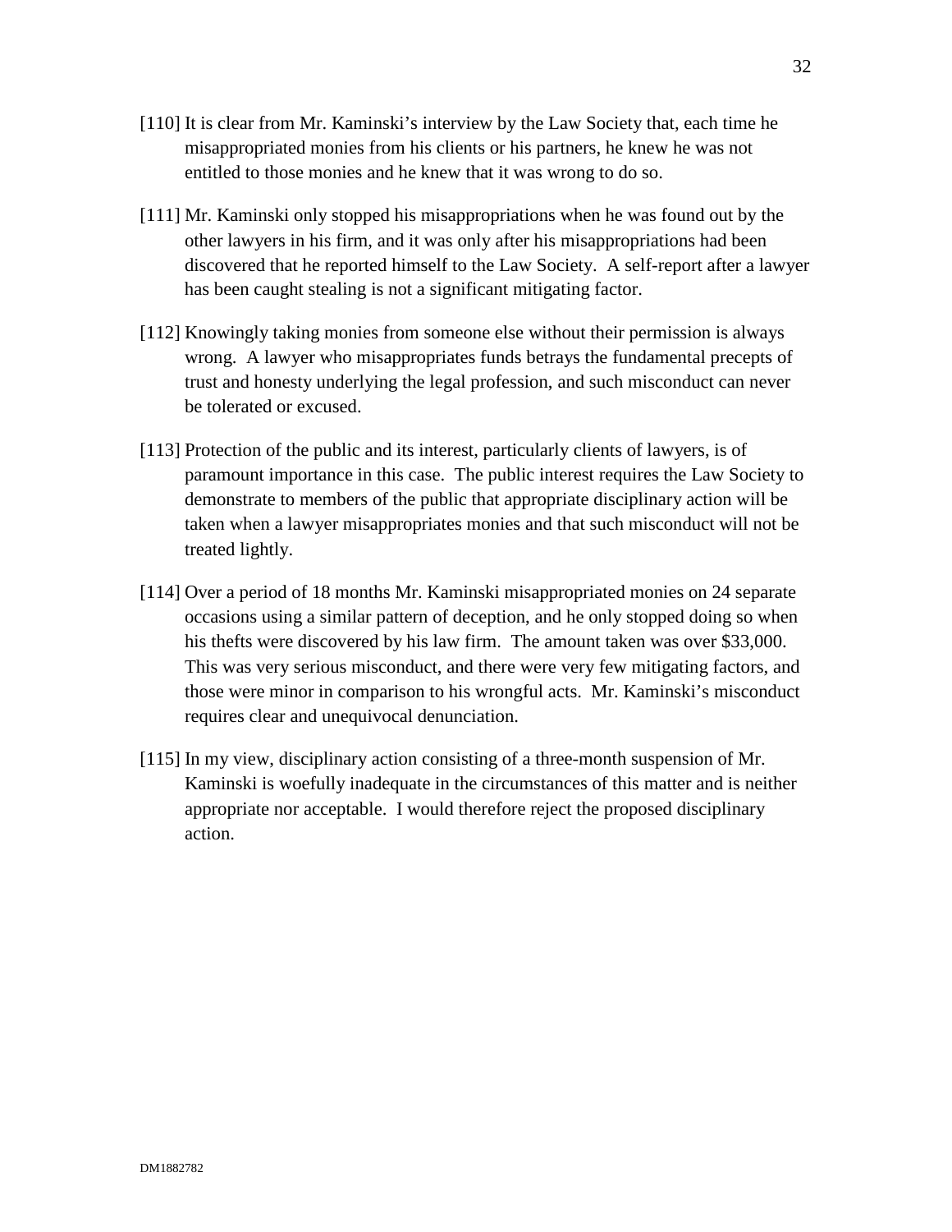[110] It is clear from Mr. Kaminski's interview by the Law Society that, each time he misappropriated monies from his clients or his partners, he knew he was not entitled to those monies and he knew that it was wrong to do so.

[111] Mr. Kaminski only stopped his misappropriations when he was found out by the other lawyers in his firm, and it was only after his misappropriations had been discovered that he reported himself to the Law Society. A self-report after a lawyer has been caught stealing is not a significant mitigating factor.

[112] Knowingly taking monies from someone else without their permission is always wrong. A lawyer who misappropriates funds betrays the fundamental precepts of trust and honesty underlying the legal profession, and such misconduct can never be tolerated or excused.

[113] Protection of the public and its interest, particularly clients of lawyers, is of paramount importance in this case. The public interest requires the Law Society to demonstrate to members of the public that appropriate disciplinary action will be taken when a lawyer misappropriates monies and that such misconduct will not be treated lightly.

[114] Over a period of 18 months Mr. Kaminski misappropriated monies on 24 separate occasions using a similar pattern of deception, and he only stopped doing so when his thefts were discovered by his law firm. The amount taken was over $33,000. This was very serious misconduct, and there were very few mitigating factors, and those were minor in comparison to his wrongful acts. Mr. Kaminski's misconduct requires clear and unequivocal denunciation.

[115] In my view, disciplinary action consisting of a three-month suspension of Mr. Kaminski is woefully inadequate in the circumstances of this matter and is neither appropriate nor acceptable. I would therefore reject the proposed disciplinary action.

DM1882782